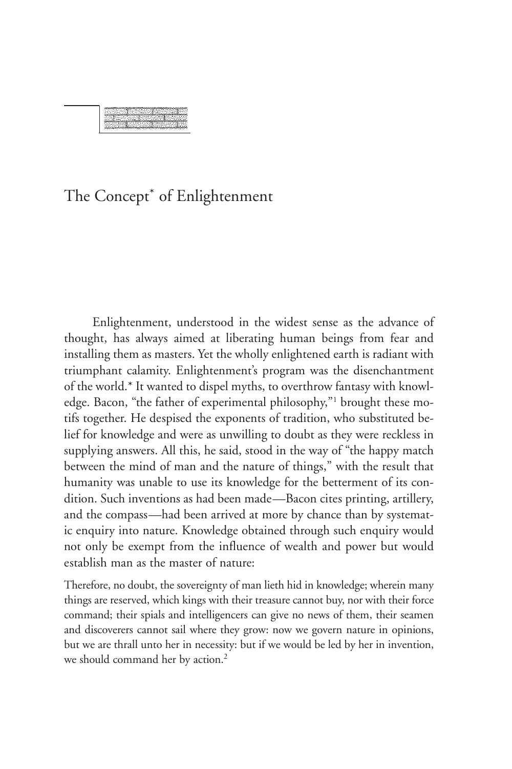# The Concept* of Enlightenment

Enlightenment, understood in the widest sense as the advance of thought, has always aimed at liberating human beings from fear and installing them as masters. Yet the wholly enlightened earth is radiant with triumphant calamity. Enlightenment's program was the disenchantment of the world.* It wanted to dispel myths, to overthrow fantasy with knowledge. Bacon, "the father of experimental philosophy,"[1] brought these motifs together. He despised the exponents of tradition, who substituted belief for knowledge and were as unwilling to doubt as they were reckless in supplying answers. All this, he said, stood in the way of "the happy match between the mind of man and the nature of things," with the result that humanity was unable to use its knowledge for the betterment of its condition. Such inventions as had been made—Bacon cites printing, artillery, and the compass—had been arrived at more by chance than by systematic enquiry into nature. Knowledge obtained through such enquiry would not only be exempt from the influence of wealth and power but would establish man as the master of nature:

> Therefore, no doubt, the sovereignty of man lieth hid in knowledge; wherein many things are reserved, which kings with their treasure cannot buy, nor with their force command; their spials and intelligencers can give no news of them, their seamen and discoverers cannot sail where they grow: now we govern nature in opinions, but we are thrall unto her in necessity: but if we would be led by her in invention, we should command her by action.[2]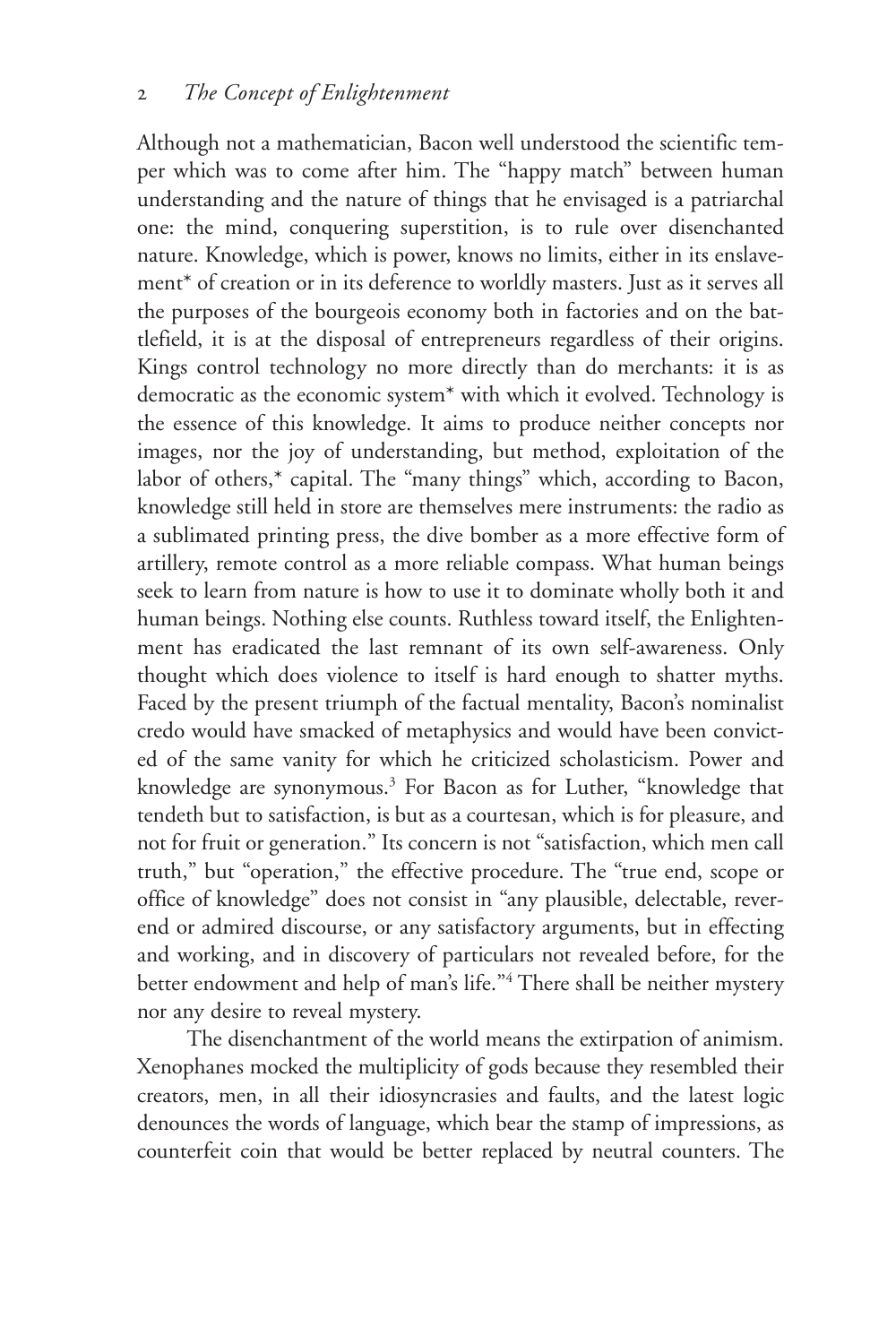Although not a mathematician, Bacon well understood the scientific temper which was to come after him. The "happy match" between human understanding and the nature of things that he envisaged is a patriarchal one: the mind, conquering superstition, is to rule over disenchanted nature. Knowledge, which is power, knows no limits, either in its enslavement* of creation or in its deference to worldly masters. Just as it serves all the purposes of the bourgeois economy both in factories and on the battlefield, it is at the disposal of entrepreneurs regardless of their origins. Kings control technology no more directly than do merchants: it is as democratic as the economic system* with which it evolved. Technology is the essence of this knowledge. It aims to produce neither concepts nor images, nor the joy of understanding, but method, exploitation of the labor of others,* capital. The "many things" which, according to Bacon, knowledge still held in store are themselves mere instruments: the radio as a sublimated printing press, the dive bomber as a more effective form of artillery, remote control as a more reliable compass. What human beings seek to learn from nature is how to use it to dominate wholly both it and human beings. Nothing else counts. Ruthless toward itself, the Enlightenment has eradicated the last remnant of its own self-awareness. Only thought which does violence to itself is hard enough to shatter myths. Faced by the present triumph of the factual mentality, Bacon's nominalist credo would have smacked of metaphysics and would have been convicted of the same vanity for which he criticized scholasticism. Power and knowledge are synonymous.[3] For Bacon as for Luther, "knowledge that tendeth but to satisfaction, is but as a courtesan, which is for pleasure, and not for fruit or generation." Its concern is not "satisfaction, which men call truth," but "operation," the effective procedure. The "true end, scope or office of knowledge" does not consist in "any plausible, delectable, reverend or admired discourse, or any satisfactory arguments, but in effecting and working, and in discovery of particulars not revealed before, for the better endowment and help of man's life."[4] There shall be neither mystery nor any desire to reveal mystery.

The disenchantment of the world means the extirpation of animism. Xenophanes mocked the multiplicity of gods because they resembled their creators, men, in all their idiosyncrasies and faults, and the latest logic denounces the words of language, which bear the stamp of impressions, as counterfeit coin that would be better replaced by neutral counters. The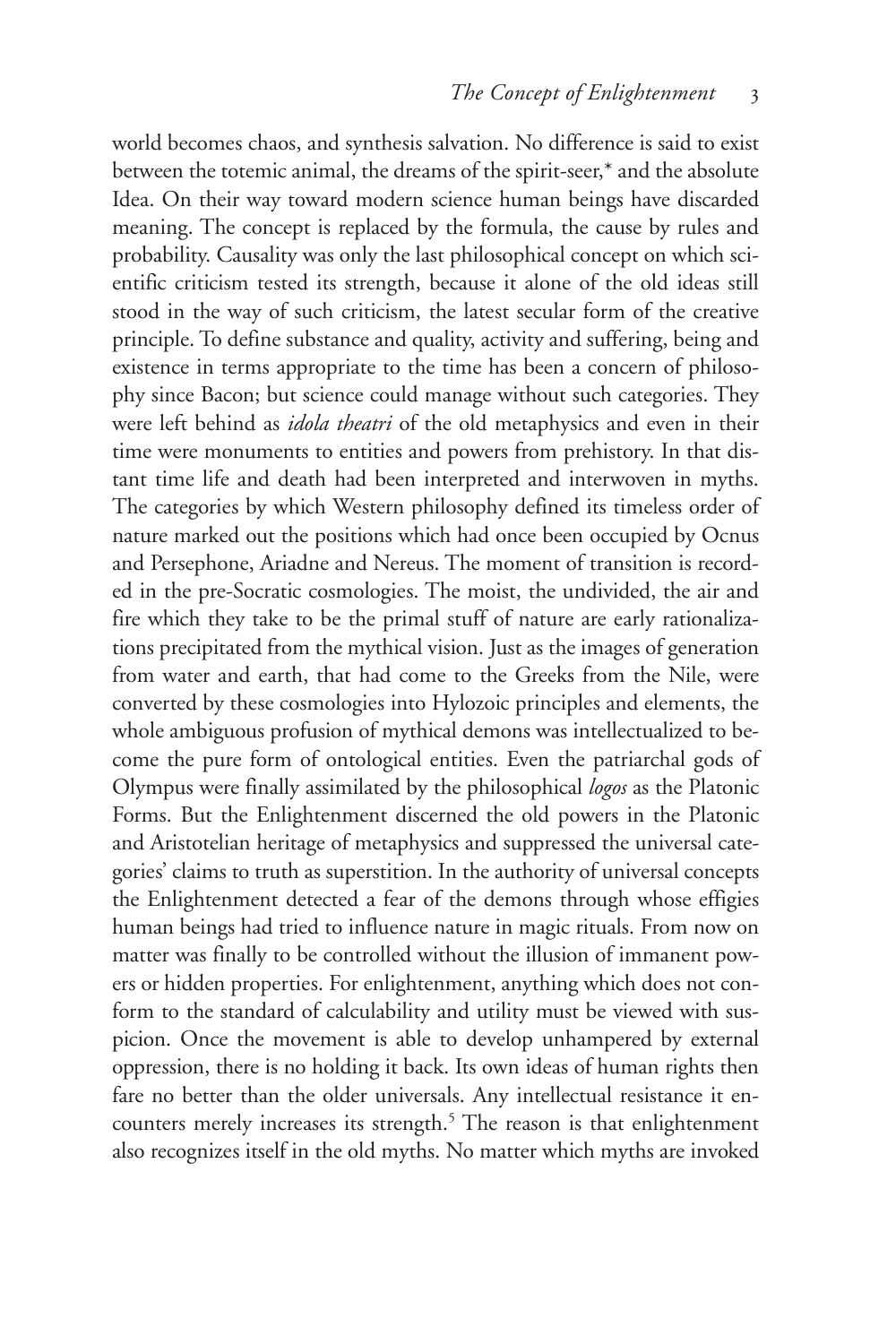world becomes chaos, and synthesis salvation. No difference is said to exist between the totemic animal, the dreams of the spirit-seer,* and the absolute Idea. On their way toward modern science human beings have discarded meaning. The concept is replaced by the formula, the cause by rules and probability. Causality was only the last philosophical concept on which scientific criticism tested its strength, because it alone of the old ideas still stood in the way of such criticism, the latest secular form of the creative principle. To define substance and quality, activity and suffering, being and existence in terms appropriate to the time has been a concern of philosophy since Bacon; but science could manage without such categories. They were left behind as *idola theatri* of the old metaphysics and even in their time were monuments to entities and powers from prehistory. In that distant time life and death had been interpreted and interwoven in myths. The categories by which Western philosophy defined its timeless order of nature marked out the positions which had once been occupied by Ocnus and Persephone, Ariadne and Nereus. The moment of transition is recorded in the pre-Socratic cosmologies. The moist, the undivided, the air and fire which they take to be the primal stuff of nature are early rationalizations precipitated from the mythical vision. Just as the images of generation from water and earth, that had come to the Greeks from the Nile, were converted by these cosmologies into Hylozoic principles and elements, the whole ambiguous profusion of mythical demons was intellectualized to become the pure form of ontological entities. Even the patriarchal gods of Olympus were finally assimilated by the philosophical *logos* as the Platonic Forms. But the Enlightenment discerned the old powers in the Platonic and Aristotelian heritage of metaphysics and suppressed the universal categories' claims to truth as superstition. In the authority of universal concepts the Enlightenment detected a fear of the demons through whose effigies human beings had tried to influence nature in magic rituals. From now on matter was finally to be controlled without the illusion of immanent powers or hidden properties. For enlightenment, anything which does not conform to the standard of calculability and utility must be viewed with suspicion. Once the movement is able to develop unhampered by external oppression, there is no holding it back. Its own ideas of human rights then fare no better than the older universals. Any intellectual resistance it encounters merely increases its strength.[5] The reason is that enlightenment also recognizes itself in the old myths. No matter which myths are invoked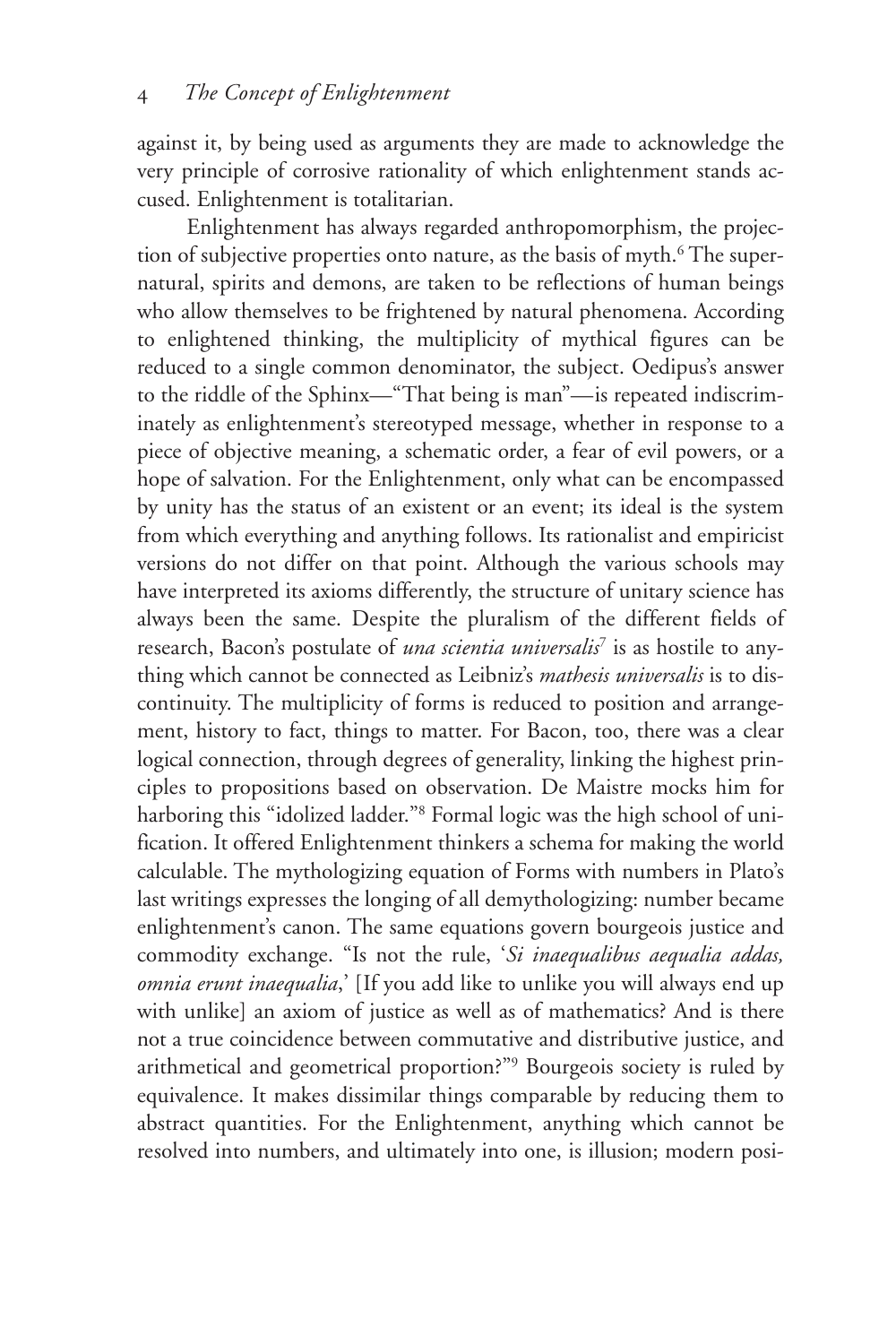against it, by being used as arguments they are made to acknowledge the very principle of corrosive rationality of which enlightenment stands accused. Enlightenment is totalitarian.

Enlightenment has always regarded anthropomorphism, the projection of subjective properties onto nature, as the basis of myth.[6] The supernatural, spirits and demons, are taken to be reflections of human beings who allow themselves to be frightened by natural phenomena. According to enlightened thinking, the multiplicity of mythical figures can be reduced to a single common denominator, the subject. Oedipus's answer to the riddle of the Sphinx—"That being is man"—is repeated indiscriminately as enlightenment's stereotyped message, whether in response to a piece of objective meaning, a schematic order, a fear of evil powers, or a hope of salvation. For the Enlightenment, only what can be encompassed by unity has the status of an existent or an event; its ideal is the system from which everything and anything follows. Its rationalist and empiricist versions do not differ on that point. Although the various schools may have interpreted its axioms differently, the structure of unitary science has always been the same. Despite the pluralism of the different fields of research, Bacon's postulate of *una scientia universalis*[7] is as hostile to anything which cannot be connected as Leibniz's *mathesis universalis* is to discontinuity. The multiplicity of forms is reduced to position and arrangement, history to fact, things to matter. For Bacon, too, there was a clear logical connection, through degrees of generality, linking the highest principles to propositions based on observation. De Maistre mocks him for harboring this "idolized ladder."[8] Formal logic was the high school of unification. It offered Enlightenment thinkers a schema for making the world calculable. The mythologizing equation of Forms with numbers in Plato's last writings expresses the longing of all demythologizing: number became enlightenment's canon. The same equations govern bourgeois justice and commodity exchange. "Is not the rule, '*Si inaequalibus aequalia addas, omnia erunt inaequalia*,' [If you add like to unlike you will always end up with unlike] an axiom of justice as well as of mathematics? And is there not a true coincidence between commutative and distributive justice, and arithmetical and geometrical proportion?"[9] Bourgeois society is ruled by equivalence. It makes dissimilar things comparable by reducing them to abstract quantities. For the Enlightenment, anything which cannot be resolved into numbers, and ultimately into one, is illusion; modern posi-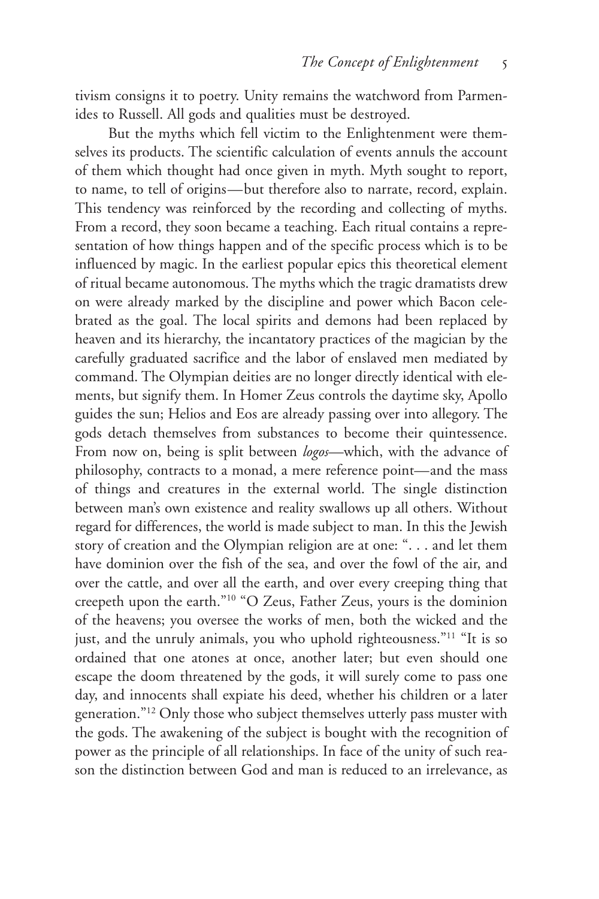tivism consigns it to poetry. Unity remains the watchword from Parmenides to Russell. All gods and qualities must be destroyed.

But the myths which fell victim to the Enlightenment were themselves its products. The scientific calculation of events annuls the account of them which thought had once given in myth. Myth sought to report, to name, to tell of origins—but therefore also to narrate, record, explain. This tendency was reinforced by the recording and collecting of myths. From a record, they soon became a teaching. Each ritual contains a representation of how things happen and of the specific process which is to be influenced by magic. In the earliest popular epics this theoretical element of ritual became autonomous. The myths which the tragic dramatists drew on were already marked by the discipline and power which Bacon celebrated as the goal. The local spirits and demons had been replaced by heaven and its hierarchy, the incantatory practices of the magician by the carefully graduated sacrifice and the labor of enslaved men mediated by command. The Olympian deities are no longer directly identical with elements, but signify them. In Homer Zeus controls the daytime sky, Apollo guides the sun; Helios and Eos are already passing over into allegory. The gods detach themselves from substances to become their quintessence. From now on, being is split between *logos*—which, with the advance of philosophy, contracts to a monad, a mere reference point—and the mass of things and creatures in the external world. The single distinction between man's own existence and reality swallows up all others. Without regard for differences, the world is made subject to man. In this the Jewish story of creation and the Olympian religion are at one: ". . . and let them have dominion over the fish of the sea, and over the fowl of the air, and over the cattle, and over all the earth, and over every creeping thing that creepeth upon the earth."[10] "O Zeus, Father Zeus, yours is the dominion of the heavens; you oversee the works of men, both the wicked and the just, and the unruly animals, you who uphold righteousness."[11] "It is so ordained that one atones at once, another later; but even should one escape the doom threatened by the gods, it will surely come to pass one day, and innocents shall expiate his deed, whether his children or a later generation."[12] Only those who subject themselves utterly pass muster with the gods. The awakening of the subject is bought with the recognition of power as the principle of all relationships. In face of the unity of such reason the distinction between God and man is reduced to an irrelevance, as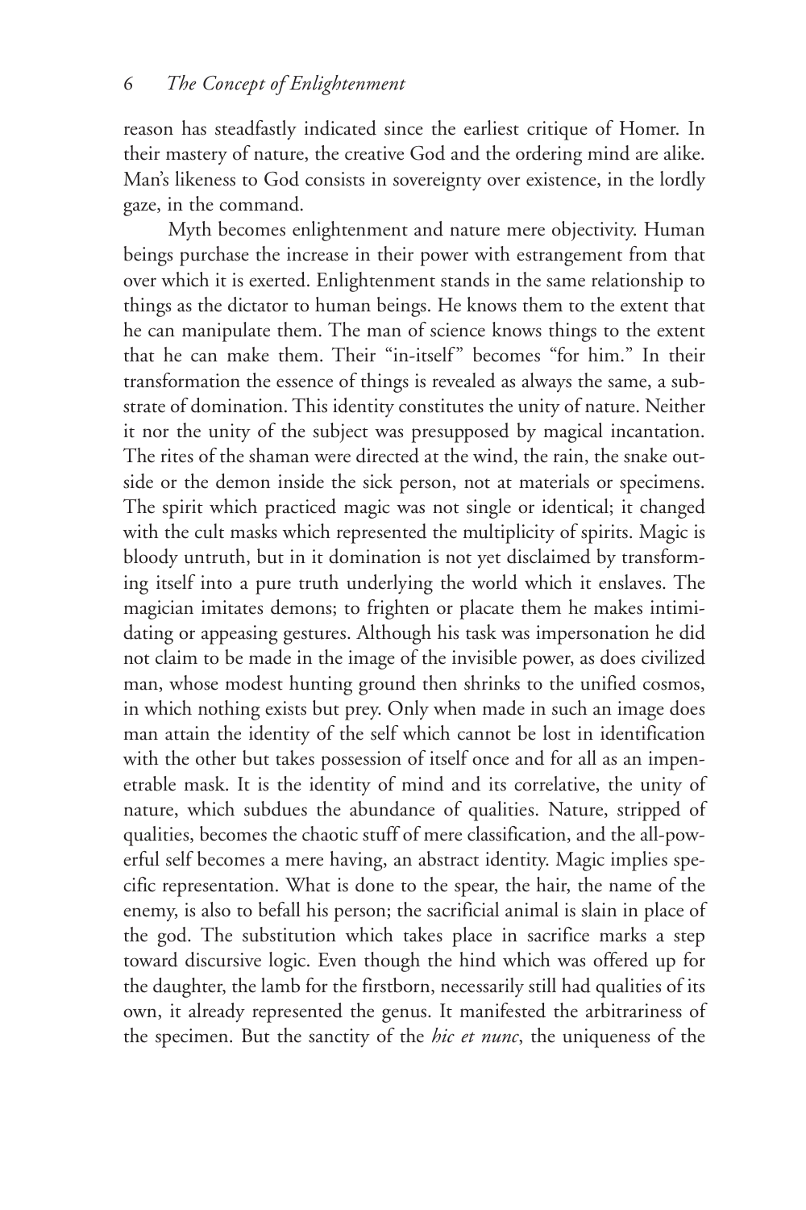reason has steadfastly indicated since the earliest critique of Homer. In their mastery of nature, the creative God and the ordering mind are alike. Man's likeness to God consists in sovereignty over existence, in the lordly gaze, in the command.

Myth becomes enlightenment and nature mere objectivity. Human beings purchase the increase in their power with estrangement from that over which it is exerted. Enlightenment stands in the same relationship to things as the dictator to human beings. He knows them to the extent that he can manipulate them. The man of science knows things to the extent that he can make them. Their "in-itself" becomes "for him." In their transformation the essence of things is revealed as always the same, a substrate of domination. This identity constitutes the unity of nature. Neither it nor the unity of the subject was presupposed by magical incantation. The rites of the shaman were directed at the wind, the rain, the snake outside or the demon inside the sick person, not at materials or specimens. The spirit which practiced magic was not single or identical; it changed with the cult masks which represented the multiplicity of spirits. Magic is bloody untruth, but in it domination is not yet disclaimed by transforming itself into a pure truth underlying the world which it enslaves. The magician imitates demons; to frighten or placate them he makes intimidating or appeasing gestures. Although his task was impersonation he did not claim to be made in the image of the invisible power, as does civilized man, whose modest hunting ground then shrinks to the unified cosmos, in which nothing exists but prey. Only when made in such an image does man attain the identity of the self which cannot be lost in identification with the other but takes possession of itself once and for all as an impenetrable mask. It is the identity of mind and its correlative, the unity of nature, which subdues the abundance of qualities. Nature, stripped of qualities, becomes the chaotic stuff of mere classification, and the all-powerful self becomes a mere having, an abstract identity. Magic implies specific representation. What is done to the spear, the hair, the name of the enemy, is also to befall his person; the sacrificial animal is slain in place of the god. The substitution which takes place in sacrifice marks a step toward discursive logic. Even though the hind which was offered up for the daughter, the lamb for the firstborn, necessarily still had qualities of its own, it already represented the genus. It manifested the arbitrariness of the specimen. But the sanctity of the *hic et nunc*, the uniqueness of the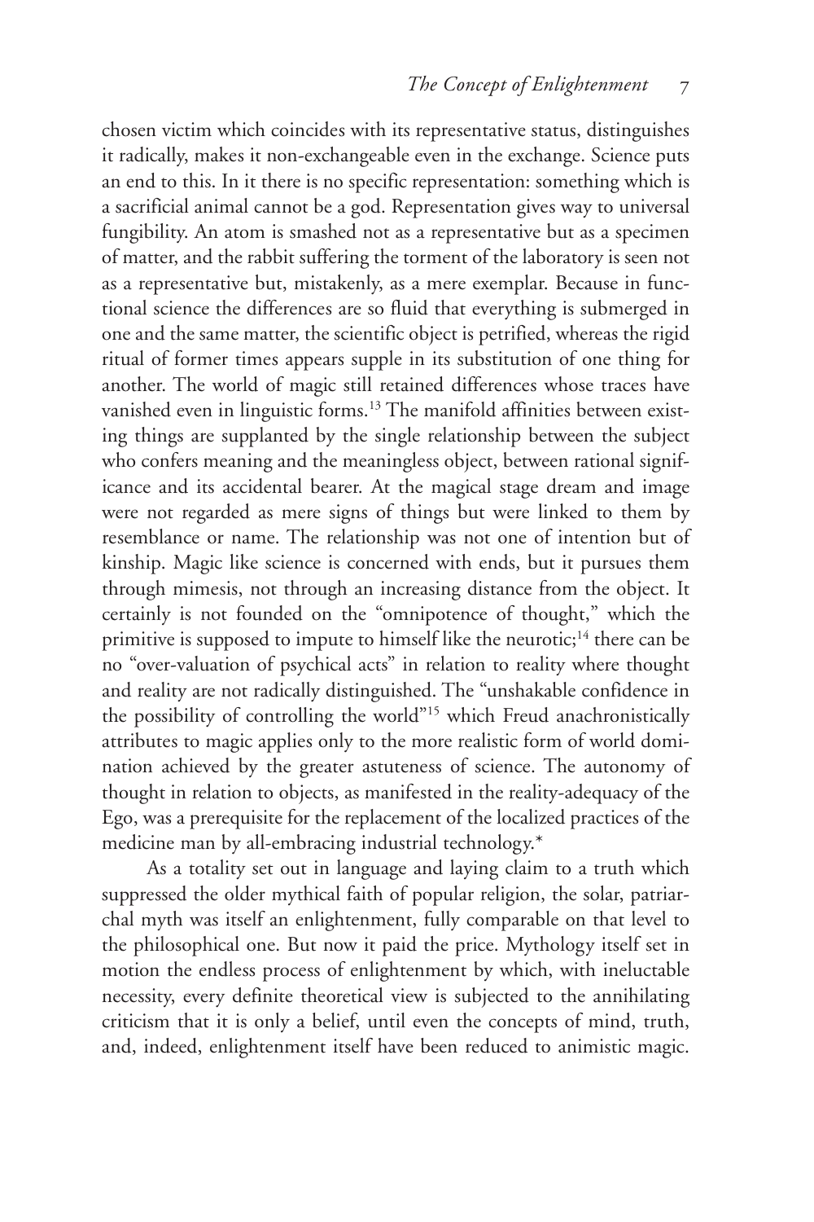chosen victim which coincides with its representative status, distinguishes it radically, makes it non-exchangeable even in the exchange. Science puts an end to this. In it there is no specific representation: something which is a sacrificial animal cannot be a god. Representation gives way to universal fungibility. An atom is smashed not as a representative but as a specimen of matter, and the rabbit suffering the torment of the laboratory is seen not as a representative but, mistakenly, as a mere exemplar. Because in functional science the differences are so fluid that everything is submerged in one and the same matter, the scientific object is petrified, whereas the rigid ritual of former times appears supple in its substitution of one thing for another. The world of magic still retained differences whose traces have vanished even in linguistic forms.[13] The manifold affinities between existing things are supplanted by the single relationship between the subject who confers meaning and the meaningless object, between rational significance and its accidental bearer. At the magical stage dream and image were not regarded as mere signs of things but were linked to them by resemblance or name. The relationship was not one of intention but of kinship. Magic like science is concerned with ends, but it pursues them through mimesis, not through an increasing distance from the object. It certainly is not founded on the "omnipotence of thought," which the primitive is supposed to impute to himself like the neurotic;[14] there can be no "over-valuation of psychical acts" in relation to reality where thought and reality are not radically distinguished. The "unshakable confidence in the possibility of controlling the world"[15] which Freud anachronistically attributes to magic applies only to the more realistic form of world domination achieved by the greater astuteness of science. The autonomy of thought in relation to objects, as manifested in the reality-adequacy of the Ego, was a prerequisite for the replacement of the localized practices of the medicine man by all-embracing industrial technology.*

As a totality set out in language and laying claim to a truth which suppressed the older mythical faith of popular religion, the solar, patriarchal myth was itself an enlightenment, fully comparable on that level to the philosophical one. But now it paid the price. Mythology itself set in motion the endless process of enlightenment by which, with ineluctable necessity, every definite theoretical view is subjected to the annihilating criticism that it is only a belief, until even the concepts of mind, truth, and, indeed, enlightenment itself have been reduced to animistic magic.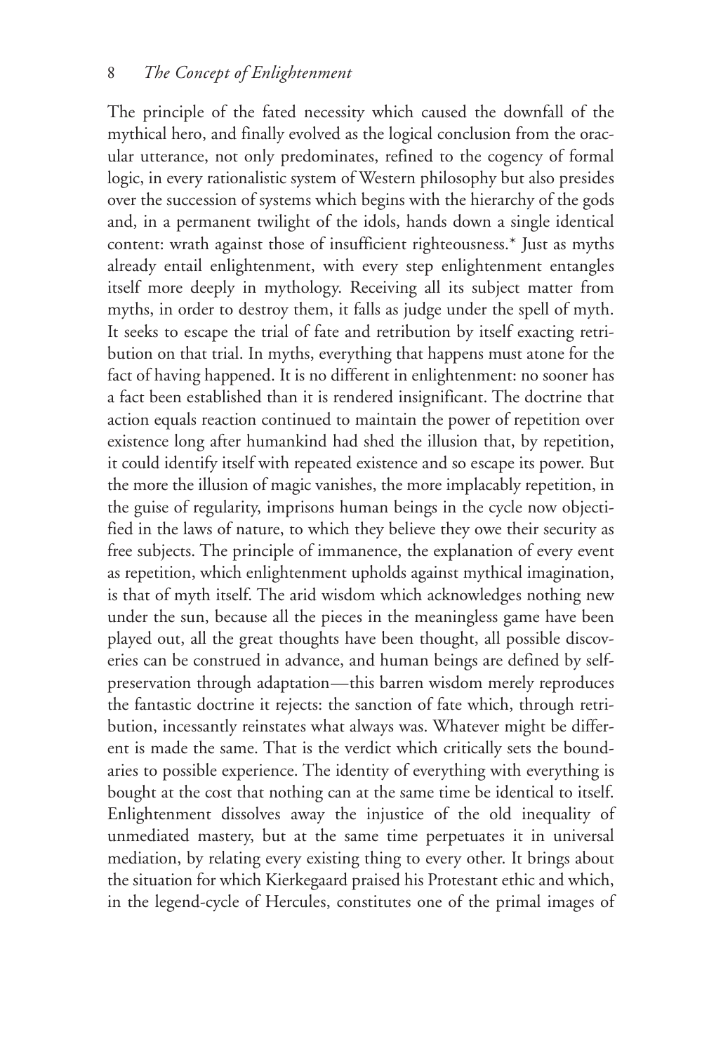The principle of the fated necessity which caused the downfall of the mythical hero, and finally evolved as the logical conclusion from the oracular utterance, not only predominates, refined to the cogency of formal logic, in every rationalistic system of Western philosophy but also presides over the succession of systems which begins with the hierarchy of the gods and, in a permanent twilight of the idols, hands down a single identical content: wrath against those of insufficient righteousness.* Just as myths already entail enlightenment, with every step enlightenment entangles itself more deeply in mythology. Receiving all its subject matter from myths, in order to destroy them, it falls as judge under the spell of myth. It seeks to escape the trial of fate and retribution by itself exacting retribution on that trial. In myths, everything that happens must atone for the fact of having happened. It is no different in enlightenment: no sooner has a fact been established than it is rendered insignificant. The doctrine that action equals reaction continued to maintain the power of repetition over existence long after humankind had shed the illusion that, by repetition, it could identify itself with repeated existence and so escape its power. But the more the illusion of magic vanishes, the more implacably repetition, in the guise of regularity, imprisons human beings in the cycle now objectified in the laws of nature, to which they believe they owe their security as free subjects. The principle of immanence, the explanation of every event as repetition, which enlightenment upholds against mythical imagination, is that of myth itself. The arid wisdom which acknowledges nothing new under the sun, because all the pieces in the meaningless game have been played out, all the great thoughts have been thought, all possible discoveries can be construed in advance, and human beings are defined by self-preservation through adaptation—this barren wisdom merely reproduces the fantastic doctrine it rejects: the sanction of fate which, through retribution, incessantly reinstates what always was. Whatever might be different is made the same. That is the verdict which critically sets the boundaries to possible experience. The identity of everything with everything is bought at the cost that nothing can at the same time be identical to itself. Enlightenment dissolves away the injustice of the old inequality of unmediated mastery, but at the same time perpetuates it in universal mediation, by relating every existing thing to every other. It brings about the situation for which Kierkegaard praised his Protestant ethic and which, in the legend-cycle of Hercules, constitutes one of the primal images of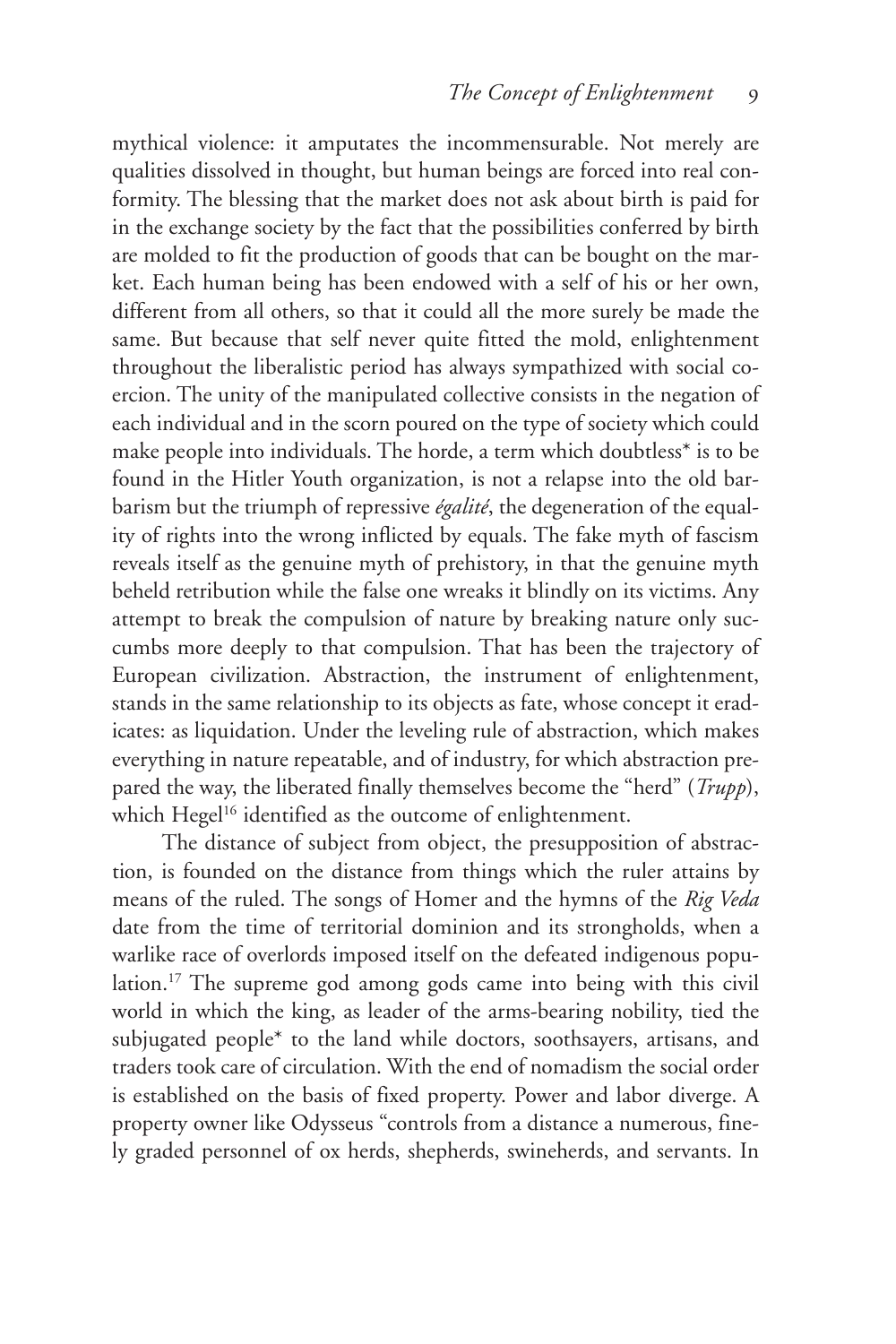mythical violence: it amputates the incommensurable. Not merely are qualities dissolved in thought, but human beings are forced into real conformity. The blessing that the market does not ask about birth is paid for in the exchange society by the fact that the possibilities conferred by birth are molded to fit the production of goods that can be bought on the market. Each human being has been endowed with a self of his or her own, different from all others, so that it could all the more surely be made the same. But because that self never quite fitted the mold, enlightenment throughout the liberalistic period has always sympathized with social coercion. The unity of the manipulated collective consists in the negation of each individual and in the scorn poured on the type of society which could make people into individuals. The horde, a term which doubtless* is to be found in the Hitler Youth organization, is not a relapse into the old barbarism but the triumph of repressive *égalité*, the degeneration of the equality of rights into the wrong inflicted by equals. The fake myth of fascism reveals itself as the genuine myth of prehistory, in that the genuine myth beheld retribution while the false one wreaks it blindly on its victims. Any attempt to break the compulsion of nature by breaking nature only succumbs more deeply to that compulsion. That has been the trajectory of European civilization. Abstraction, the instrument of enlightenment, stands in the same relationship to its objects as fate, whose concept it eradicates: as liquidation. Under the leveling rule of abstraction, which makes everything in nature repeatable, and of industry, for which abstraction prepared the way, the liberated finally themselves become the "herd" (*Trupp*), which Hegel[16] identified as the outcome of enlightenment.

The distance of subject from object, the presupposition of abstraction, is founded on the distance from things which the ruler attains by means of the ruled. The songs of Homer and the hymns of the *Rig Veda* date from the time of territorial dominion and its strongholds, when a warlike race of overlords imposed itself on the defeated indigenous population.[17] The supreme god among gods came into being with this civil world in which the king, as leader of the arms-bearing nobility, tied the subjugated people* to the land while doctors, soothsayers, artisans, and traders took care of circulation. With the end of nomadism the social order is established on the basis of fixed property. Power and labor diverge. A property owner like Odysseus "controls from a distance a numerous, finely graded personnel of ox herds, shepherds, swineherds, and servants. In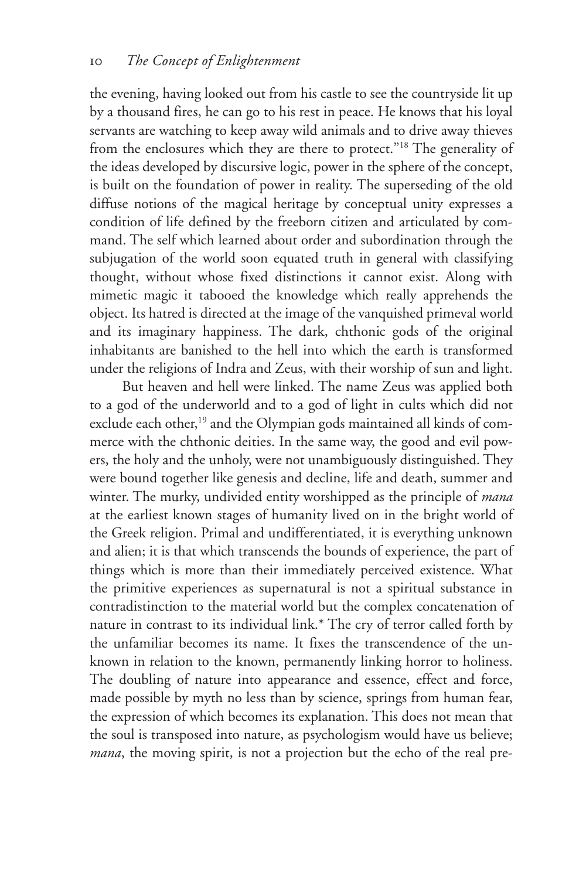the evening, having looked out from his castle to see the countryside lit up by a thousand fires, he can go to his rest in peace. He knows that his loyal servants are watching to keep away wild animals and to drive away thieves from the enclosures which they are there to protect."[18] The generality of the ideas developed by discursive logic, power in the sphere of the concept, is built on the foundation of power in reality. The superseding of the old diffuse notions of the magical heritage by conceptual unity expresses a condition of life defined by the freeborn citizen and articulated by command. The self which learned about order and subordination through the subjugation of the world soon equated truth in general with classifying thought, without whose fixed distinctions it cannot exist. Along with mimetic magic it tabooed the knowledge which really apprehends the object. Its hatred is directed at the image of the vanquished primeval world and its imaginary happiness. The dark, chthonic gods of the original inhabitants are banished to the hell into which the earth is transformed under the religions of Indra and Zeus, with their worship of sun and light.

But heaven and hell were linked. The name Zeus was applied both to a god of the underworld and to a god of light in cults which did not exclude each other,[19] and the Olympian gods maintained all kinds of commerce with the chthonic deities. In the same way, the good and evil powers, the holy and the unholy, were not unambiguously distinguished. They were bound together like genesis and decline, life and death, summer and winter. The murky, undivided entity worshipped as the principle of *mana* at the earliest known stages of humanity lived on in the bright world of the Greek religion. Primal and undifferentiated, it is everything unknown and alien; it is that which transcends the bounds of experience, the part of things which is more than their immediately perceived existence. What the primitive experiences as supernatural is not a spiritual substance in contradistinction to the material world but the complex concatenation of nature in contrast to its individual link.* The cry of terror called forth by the unfamiliar becomes its name. It fixes the transcendence of the unknown in relation to the known, permanently linking horror to holiness. The doubling of nature into appearance and essence, effect and force, made possible by myth no less than by science, springs from human fear, the expression of which becomes its explanation. This does not mean that the soul is transposed into nature, as psychologism would have us believe; *mana*, the moving spirit, is not a projection but the echo of the real pre-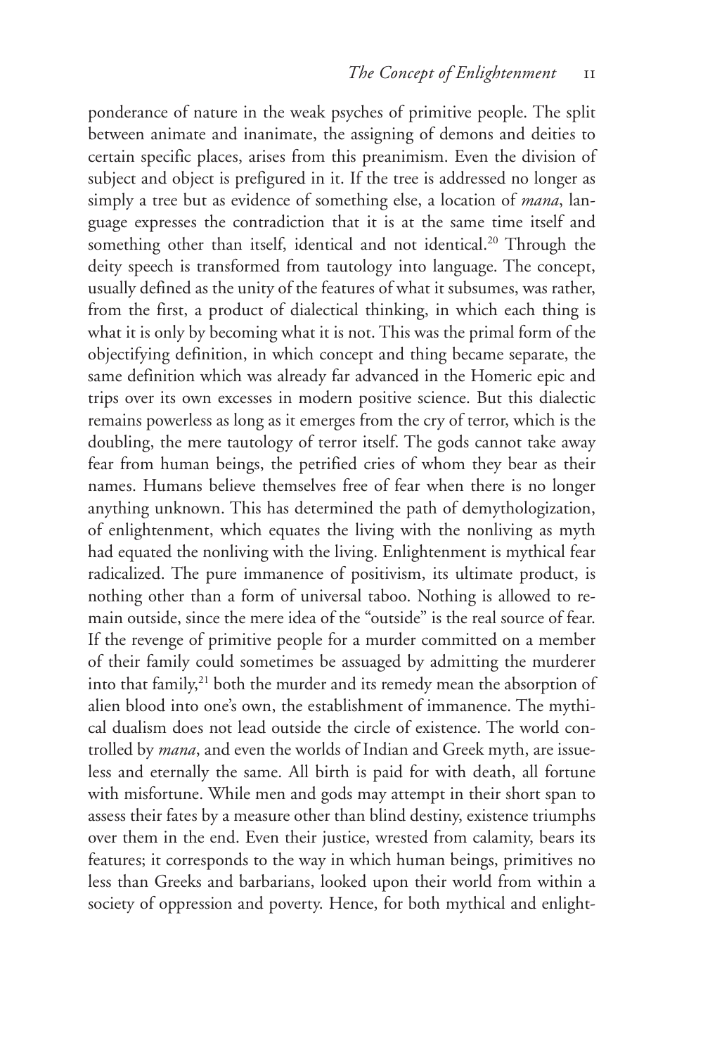ponderance of nature in the weak psyches of primitive people. The split between animate and inanimate, the assigning of demons and deities to certain specific places, arises from this preanimism. Even the division of subject and object is prefigured in it. If the tree is addressed no longer as simply a tree but as evidence of something else, a location of *mana*, language expresses the contradiction that it is at the same time itself and something other than itself, identical and not identical.[20] Through the deity speech is transformed from tautology into language. The concept, usually defined as the unity of the features of what it subsumes, was rather, from the first, a product of dialectical thinking, in which each thing is what it is only by becoming what it is not. This was the primal form of the objectifying definition, in which concept and thing became separate, the same definition which was already far advanced in the Homeric epic and trips over its own excesses in modern positive science. But this dialectic remains powerless as long as it emerges from the cry of terror, which is the doubling, the mere tautology of terror itself. The gods cannot take away fear from human beings, the petrified cries of whom they bear as their names. Humans believe themselves free of fear when there is no longer anything unknown. This has determined the path of demythologization, of enlightenment, which equates the living with the nonliving as myth had equated the nonliving with the living. Enlightenment is mythical fear radicalized. The pure immanence of positivism, its ultimate product, is nothing other than a form of universal taboo. Nothing is allowed to remain outside, since the mere idea of the "outside" is the real source of fear. If the revenge of primitive people for a murder committed on a member of their family could sometimes be assuaged by admitting the murderer into that family,[21] both the murder and its remedy mean the absorption of alien blood into one's own, the establishment of immanence. The mythical dualism does not lead outside the circle of existence. The world controlled by *mana*, and even the worlds of Indian and Greek myth, are issueless and eternally the same. All birth is paid for with death, all fortune with misfortune. While men and gods may attempt in their short span to assess their fates by a measure other than blind destiny, existence triumphs over them in the end. Even their justice, wrested from calamity, bears its features; it corresponds to the way in which human beings, primitives no less than Greeks and barbarians, looked upon their world from within a society of oppression and poverty. Hence, for both mythical and enlight-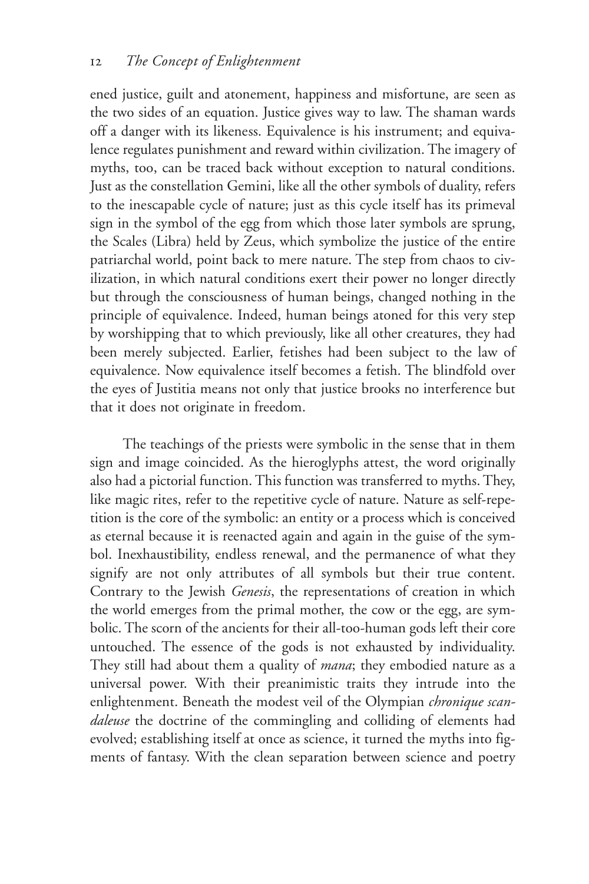ened justice, guilt and atonement, happiness and misfortune, are seen as the two sides of an equation. Justice gives way to law. The shaman wards off a danger with its likeness. Equivalence is his instrument; and equivalence regulates punishment and reward within civilization. The imagery of myths, too, can be traced back without exception to natural conditions. Just as the constellation Gemini, like all the other symbols of duality, refers to the inescapable cycle of nature; just as this cycle itself has its primeval sign in the symbol of the egg from which those later symbols are sprung, the Scales (Libra) held by Zeus, which symbolize the justice of the entire patriarchal world, point back to mere nature. The step from chaos to civilization, in which natural conditions exert their power no longer directly but through the consciousness of human beings, changed nothing in the principle of equivalence. Indeed, human beings atoned for this very step by worshipping that to which previously, like all other creatures, they had been merely subjected. Earlier, fetishes had been subject to the law of equivalence. Now equivalence itself becomes a fetish. The blindfold over the eyes of Justitia means not only that justice brooks no interference but that it does not originate in freedom.

The teachings of the priests were symbolic in the sense that in them sign and image coincided. As the hieroglyphs attest, the word originally also had a pictorial function. This function was transferred to myths. They, like magic rites, refer to the repetitive cycle of nature. Nature as self-repetition is the core of the symbolic: an entity or a process which is conceived as eternal because it is reenacted again and again in the guise of the symbol. Inexhaustibility, endless renewal, and the permanence of what they signify are not only attributes of all symbols but their true content. Contrary to the Jewish *Genesis*, the representations of creation in which the world emerges from the primal mother, the cow or the egg, are symbolic. The scorn of the ancients for their all-too-human gods left their core untouched. The essence of the gods is not exhausted by individuality. They still had about them a quality of *mana*; they embodied nature as a universal power. With their preanimistic traits they intrude into the enlightenment. Beneath the modest veil of the Olympian *chronique scandaleuse* the doctrine of the commingling and colliding of elements had evolved; establishing itself at once as science, it turned the myths into figments of fantasy. With the clean separation between science and poetry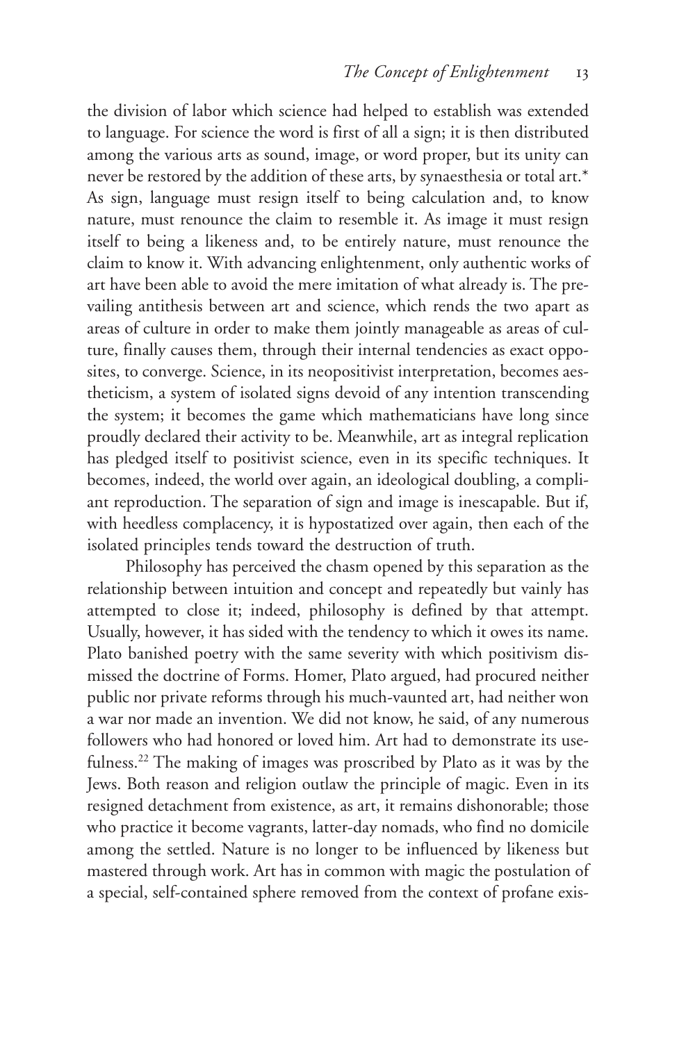the division of labor which science had helped to establish was extended to language. For science the word is first of all a sign; it is then distributed among the various arts as sound, image, or word proper, but its unity can never be restored by the addition of these arts, by synaesthesia or total art.* As sign, language must resign itself to being calculation and, to know nature, must renounce the claim to resemble it. As image it must resign itself to being a likeness and, to be entirely nature, must renounce the claim to know it. With advancing enlightenment, only authentic works of art have been able to avoid the mere imitation of what already is. The prevailing antithesis between art and science, which rends the two apart as areas of culture in order to make them jointly manageable as areas of culture, finally causes them, through their internal tendencies as exact opposites, to converge. Science, in its neopositivist interpretation, becomes aestheticism, a system of isolated signs devoid of any intention transcending the system; it becomes the game which mathematicians have long since proudly declared their activity to be. Meanwhile, art as integral replication has pledged itself to positivist science, even in its specific techniques. It becomes, indeed, the world over again, an ideological doubling, a compliant reproduction. The separation of sign and image is inescapable. But if, with heedless complacency, it is hypostatized over again, then each of the isolated principles tends toward the destruction of truth.

Philosophy has perceived the chasm opened by this separation as the relationship between intuition and concept and repeatedly but vainly has attempted to close it; indeed, philosophy is defined by that attempt. Usually, however, it has sided with the tendency to which it owes its name. Plato banished poetry with the same severity with which positivism dismissed the doctrine of Forms. Homer, Plato argued, had procured neither public nor private reforms through his much-vaunted art, had neither won a war nor made an invention. We did not know, he said, of any numerous followers who had honored or loved him. Art had to demonstrate its usefulness.[22] The making of images was proscribed by Plato as it was by the Jews. Both reason and religion outlaw the principle of magic. Even in its resigned detachment from existence, as art, it remains dishonorable; those who practice it become vagrants, latter-day nomads, who find no domicile among the settled. Nature is no longer to be influenced by likeness but mastered through work. Art has in common with magic the postulation of a special, self-contained sphere removed from the context of profane exis-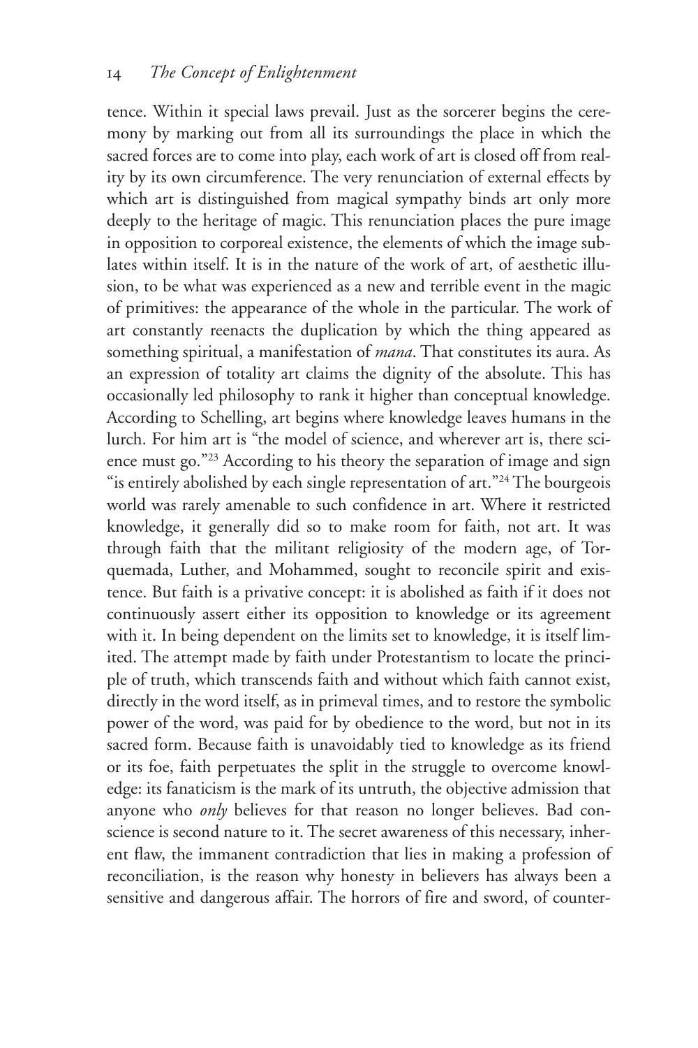tence. Within it special laws prevail. Just as the sorcerer begins the ceremony by marking out from all its surroundings the place in which the sacred forces are to come into play, each work of art is closed off from reality by its own circumference. The very renunciation of external effects by which art is distinguished from magical sympathy binds art only more deeply to the heritage of magic. This renunciation places the pure image in opposition to corporeal existence, the elements of which the image sublates within itself. It is in the nature of the work of art, of aesthetic illusion, to be what was experienced as a new and terrible event in the magic of primitives: the appearance of the whole in the particular. The work of art constantly reenacts the duplication by which the thing appeared as something spiritual, a manifestation of *mana*. That constitutes its aura. As an expression of totality art claims the dignity of the absolute. This has occasionally led philosophy to rank it higher than conceptual knowledge. According to Schelling, art begins where knowledge leaves humans in the lurch. For him art is "the model of science, and wherever art is, there science must go."[23] According to his theory the separation of image and sign "is entirely abolished by each single representation of art."[24] The bourgeois world was rarely amenable to such confidence in art. Where it restricted knowledge, it generally did so to make room for faith, not art. It was through faith that the militant religiosity of the modern age, of Torquemada, Luther, and Mohammed, sought to reconcile spirit and existence. But faith is a privative concept: it is abolished as faith if it does not continuously assert either its opposition to knowledge or its agreement with it. In being dependent on the limits set to knowledge, it is itself limited. The attempt made by faith under Protestantism to locate the principle of truth, which transcends faith and without which faith cannot exist, directly in the word itself, as in primeval times, and to restore the symbolic power of the word, was paid for by obedience to the word, but not in its sacred form. Because faith is unavoidably tied to knowledge as its friend or its foe, faith perpetuates the split in the struggle to overcome knowledge: its fanaticism is the mark of its untruth, the objective admission that anyone who *only* believes for that reason no longer believes. Bad conscience is second nature to it. The secret awareness of this necessary, inherent flaw, the immanent contradiction that lies in making a profession of reconciliation, is the reason why honesty in believers has always been a sensitive and dangerous affair. The horrors of fire and sword, of counter-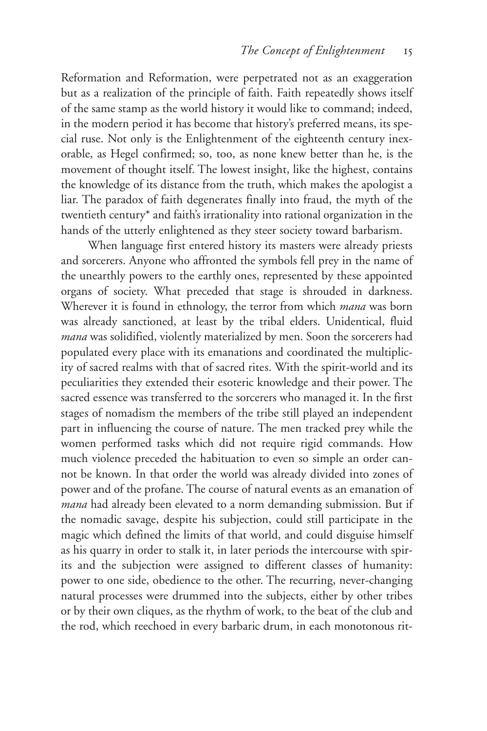Reformation and Reformation, were perpetrated not as an exaggeration but as a realization of the principle of faith. Faith repeatedly shows itself of the same stamp as the world history it would like to command; indeed, in the modern period it has become that history's preferred means, its special ruse. Not only is the Enlightenment of the eighteenth century inexorable, as Hegel confirmed; so, too, as none knew better than he, is the movement of thought itself. The lowest insight, like the highest, contains the knowledge of its distance from the truth, which makes the apologist a liar. The paradox of faith degenerates finally into fraud, the myth of the twentieth century* and faith's irrationality into rational organization in the hands of the utterly enlightened as they steer society toward barbarism.

When language first entered history its masters were already priests and sorcerers. Anyone who affronted the symbols fell prey in the name of the unearthly powers to the earthly ones, represented by these appointed organs of society. What preceded that stage is shrouded in darkness. Wherever it is found in ethnology, the terror from which *mana* was born was already sanctioned, at least by the tribal elders. Unidentical, fluid *mana* was solidified, violently materialized by men. Soon the sorcerers had populated every place with its emanations and coordinated the multiplicity of sacred realms with that of sacred rites. With the spirit-world and its peculiarities they extended their esoteric knowledge and their power. The sacred essence was transferred to the sorcerers who managed it. In the first stages of nomadism the members of the tribe still played an independent part in influencing the course of nature. The men tracked prey while the women performed tasks which did not require rigid commands. How much violence preceded the habituation to even so simple an order cannot be known. In that order the world was already divided into zones of power and of the profane. The course of natural events as an emanation of *mana* had already been elevated to a norm demanding submission. But if the nomadic savage, despite his subjection, could still participate in the magic which defined the limits of that world, and could disguise himself as his quarry in order to stalk it, in later periods the intercourse with spirits and the subjection were assigned to different classes of humanity: power to one side, obedience to the other. The recurring, never-changing natural processes were drummed into the subjects, either by other tribes or by their own cliques, as the rhythm of work, to the beat of the club and the rod, which reechoed in every barbaric drum, in each monotonous rit-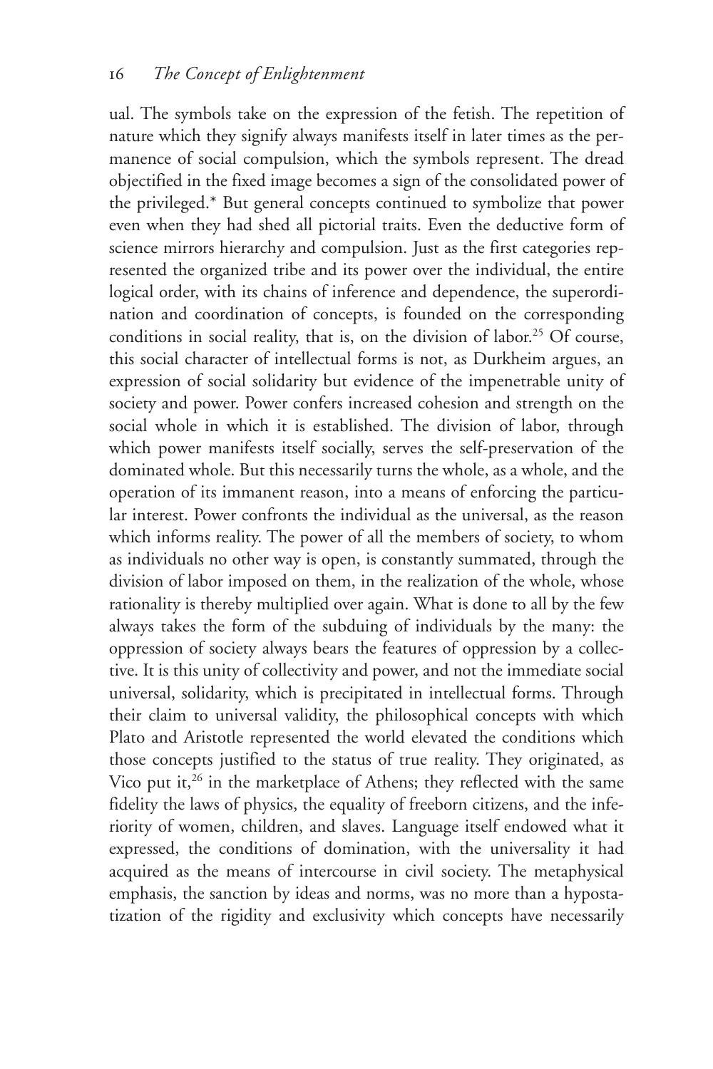ual. The symbols take on the expression of the fetish. The repetition of nature which they signify always manifests itself in later times as the permanence of social compulsion, which the symbols represent. The dread objectified in the fixed image becomes a sign of the consolidated power of the privileged.* But general concepts continued to symbolize that power even when they had shed all pictorial traits. Even the deductive form of science mirrors hierarchy and compulsion. Just as the first categories represented the organized tribe and its power over the individual, the entire logical order, with its chains of inference and dependence, the superordination and coordination of concepts, is founded on the corresponding conditions in social reality, that is, on the division of labor.[25] Of course, this social character of intellectual forms is not, as Durkheim argues, an expression of social solidarity but evidence of the impenetrable unity of society and power. Power confers increased cohesion and strength on the social whole in which it is established. The division of labor, through which power manifests itself socially, serves the self-preservation of the dominated whole. But this necessarily turns the whole, as a whole, and the operation of its immanent reason, into a means of enforcing the particular interest. Power confronts the individual as the universal, as the reason which informs reality. The power of all the members of society, to whom as individuals no other way is open, is constantly summated, through the division of labor imposed on them, in the realization of the whole, whose rationality is thereby multiplied over again. What is done to all by the few always takes the form of the subduing of individuals by the many: the oppression of society always bears the features of oppression by a collective. It is this unity of collectivity and power, and not the immediate social universal, solidarity, which is precipitated in intellectual forms. Through their claim to universal validity, the philosophical concepts with which Plato and Aristotle represented the world elevated the conditions which those concepts justified to the status of true reality. They originated, as Vico put it,[26] in the marketplace of Athens; they reflected with the same fidelity the laws of physics, the equality of freeborn citizens, and the inferiority of women, children, and slaves. Language itself endowed what it expressed, the conditions of domination, with the universality it had acquired as the means of intercourse in civil society. The metaphysical emphasis, the sanction by ideas and norms, was no more than a hypostatization of the rigidity and exclusivity which concepts have necessarily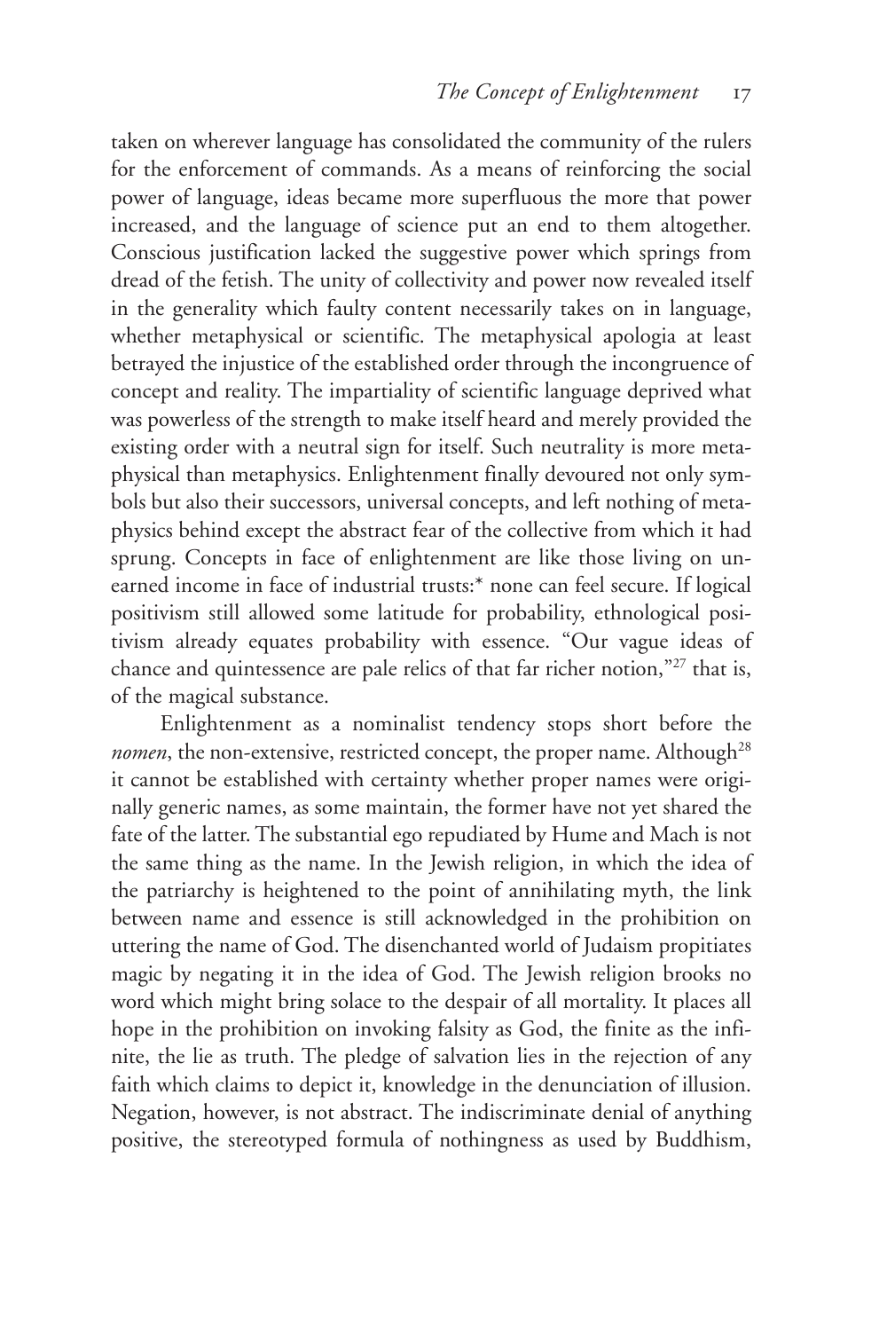taken on wherever language has consolidated the community of the rulers for the enforcement of commands. As a means of reinforcing the social power of language, ideas became more superfluous the more that power increased, and the language of science put an end to them altogether. Conscious justification lacked the suggestive power which springs from dread of the fetish. The unity of collectivity and power now revealed itself in the generality which faulty content necessarily takes on in language, whether metaphysical or scientific. The metaphysical apologia at least betrayed the injustice of the established order through the incongruence of concept and reality. The impartiality of scientific language deprived what was powerless of the strength to make itself heard and merely provided the existing order with a neutral sign for itself. Such neutrality is more metaphysical than metaphysics. Enlightenment finally devoured not only symbols but also their successors, universal concepts, and left nothing of metaphysics behind except the abstract fear of the collective from which it had sprung. Concepts in face of enlightenment are like those living on unearned income in face of industrial trusts:* none can feel secure. If logical positivism still allowed some latitude for probability, ethnological positivism already equates probability with essence. "Our vague ideas of chance and quintessence are pale relics of that far richer notion,"[27] that is, of the magical substance.

Enlightenment as a nominalist tendency stops short before the *nomen*, the non-extensive, restricted concept, the proper name. Although[28] it cannot be established with certainty whether proper names were originally generic names, as some maintain, the former have not yet shared the fate of the latter. The substantial ego repudiated by Hume and Mach is not the same thing as the name. In the Jewish religion, in which the idea of the patriarchy is heightened to the point of annihilating myth, the link between name and essence is still acknowledged in the prohibition on uttering the name of God. The disenchanted world of Judaism propitiates magic by negating it in the idea of God. The Jewish religion brooks no word which might bring solace to the despair of all mortality. It places all hope in the prohibition on invoking falsity as God, the finite as the infinite, the lie as truth. The pledge of salvation lies in the rejection of any faith which claims to depict it, knowledge in the denunciation of illusion. Negation, however, is not abstract. The indiscriminate denial of anything positive, the stereotyped formula of nothingness as used by Buddhism,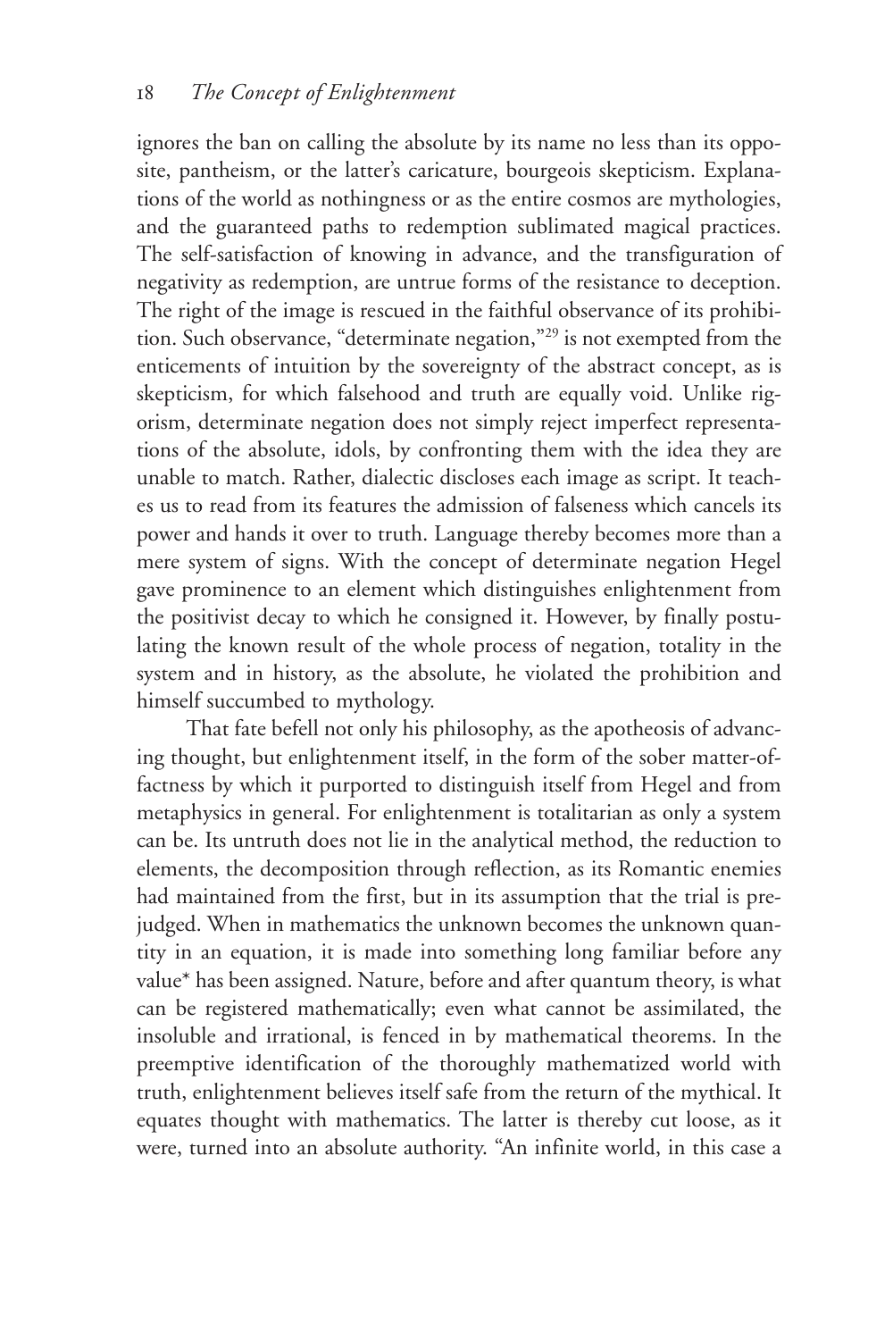ignores the ban on calling the absolute by its name no less than its opposite, pantheism, or the latter's caricature, bourgeois skepticism. Explanations of the world as nothingness or as the entire cosmos are mythologies, and the guaranteed paths to redemption sublimated magical practices. The self-satisfaction of knowing in advance, and the transfiguration of negativity as redemption, are untrue forms of the resistance to deception. The right of the image is rescued in the faithful observance of its prohibition. Such observance, "determinate negation,"[29] is not exempted from the enticements of intuition by the sovereignty of the abstract concept, as is skepticism, for which falsehood and truth are equally void. Unlike rigorism, determinate negation does not simply reject imperfect representations of the absolute, idols, by confronting them with the idea they are unable to match. Rather, dialectic discloses each image as script. It teaches us to read from its features the admission of falseness which cancels its power and hands it over to truth. Language thereby becomes more than a mere system of signs. With the concept of determinate negation Hegel gave prominence to an element which distinguishes enlightenment from the positivist decay to which he consigned it. However, by finally postulating the known result of the whole process of negation, totality in the system and in history, as the absolute, he violated the prohibition and himself succumbed to mythology.

That fate befell not only his philosophy, as the apotheosis of advancing thought, but enlightenment itself, in the form of the sober matter-of-factness by which it purported to distinguish itself from Hegel and from metaphysics in general. For enlightenment is totalitarian as only a system can be. Its untruth does not lie in the analytical method, the reduction to elements, the decomposition through reflection, as its Romantic enemies had maintained from the first, but in its assumption that the trial is prejudged. When in mathematics the unknown becomes the unknown quantity in an equation, it is made into something long familiar before any value* has been assigned. Nature, before and after quantum theory, is what can be registered mathematically; even what cannot be assimilated, the insoluble and irrational, is fenced in by mathematical theorems. In the preemptive identification of the thoroughly mathematized world with truth, enlightenment believes itself safe from the return of the mythical. It equates thought with mathematics. The latter is thereby cut loose, as it were, turned into an absolute authority. "An infinite world, in this case a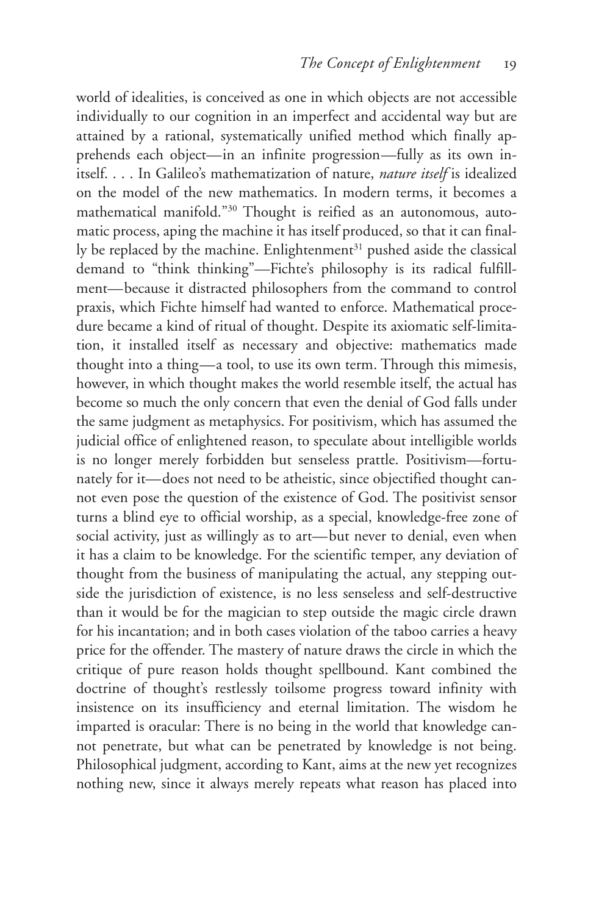world of idealities, is conceived as one in which objects are not accessible individually to our cognition in an imperfect and accidental way but are attained by a rational, systematically unified method which finally apprehends each object—in an infinite progression—fully as its own in-itself. . . . In Galileo's mathematization of nature, *nature itself* is idealized on the model of the new mathematics. In modern terms, it becomes a mathematical manifold."[30] Thought is reified as an autonomous, automatic process, aping the machine it has itself produced, so that it can finally be replaced by the machine. Enlightenment[31] pushed aside the classical demand to "think thinking"—Fichte's philosophy is its radical fulfillment—because it distracted philosophers from the command to control praxis, which Fichte himself had wanted to enforce. Mathematical procedure became a kind of ritual of thought. Despite its axiomatic self-limitation, it installed itself as necessary and objective: mathematics made thought into a thing—a tool, to use its own term. Through this mimesis, however, in which thought makes the world resemble itself, the actual has become so much the only concern that even the denial of God falls under the same judgment as metaphysics. For positivism, which has assumed the judicial office of enlightened reason, to speculate about intelligible worlds is no longer merely forbidden but senseless prattle. Positivism—fortunately for it—does not need to be atheistic, since objectified thought cannot even pose the question of the existence of God. The positivist sensor turns a blind eye to official worship, as a special, knowledge-free zone of social activity, just as willingly as to art—but never to denial, even when it has a claim to be knowledge. For the scientific temper, any deviation of thought from the business of manipulating the actual, any stepping outside the jurisdiction of existence, is no less senseless and self-destructive than it would be for the magician to step outside the magic circle drawn for his incantation; and in both cases violation of the taboo carries a heavy price for the offender. The mastery of nature draws the circle in which the critique of pure reason holds thought spellbound. Kant combined the doctrine of thought's restlessly toilsome progress toward infinity with insistence on its insufficiency and eternal limitation. The wisdom he imparted is oracular: There is no being in the world that knowledge cannot penetrate, but what can be penetrated by knowledge is not being. Philosophical judgment, according to Kant, aims at the new yet recognizes nothing new, since it always merely repeats what reason has placed into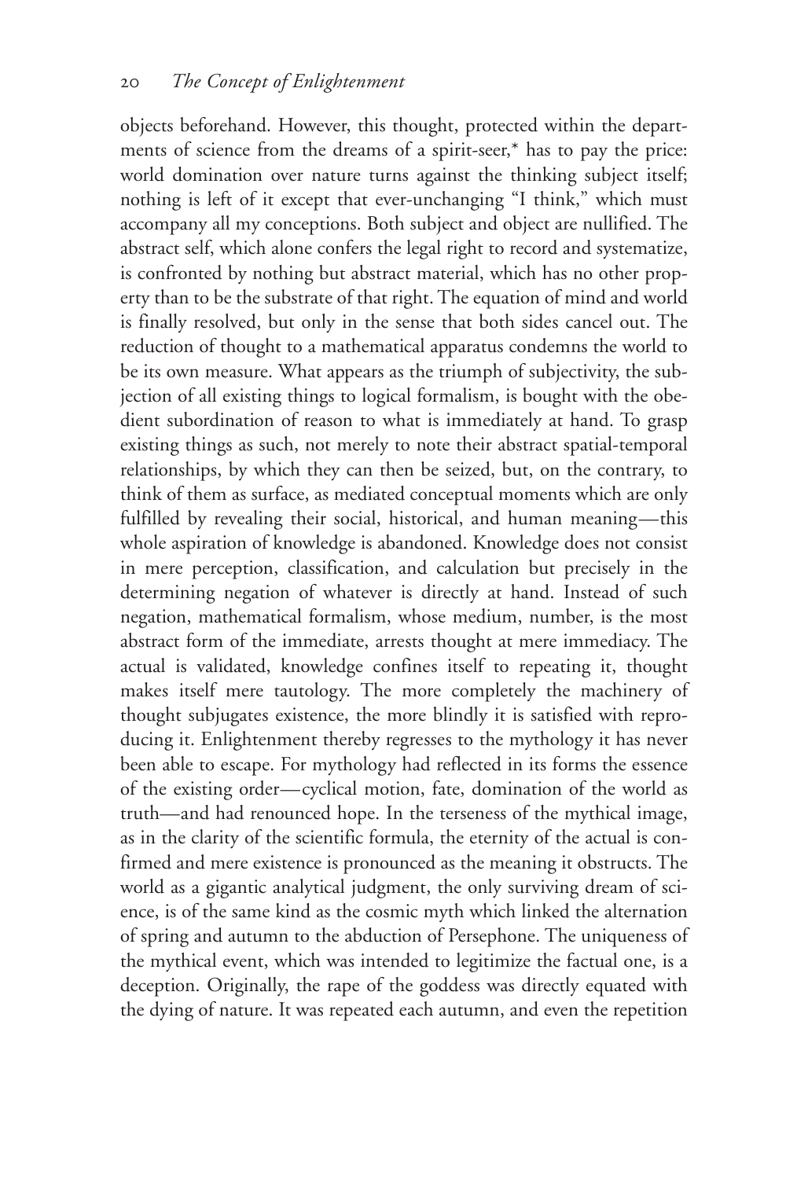objects beforehand. However, this thought, protected within the departments of science from the dreams of a spirit-seer,* has to pay the price: world domination over nature turns against the thinking subject itself; nothing is left of it except that ever-unchanging "I think," which must accompany all my conceptions. Both subject and object are nullified. The abstract self, which alone confers the legal right to record and systematize, is confronted by nothing but abstract material, which has no other property than to be the substrate of that right. The equation of mind and world is finally resolved, but only in the sense that both sides cancel out. The reduction of thought to a mathematical apparatus condemns the world to be its own measure. What appears as the triumph of subjectivity, the subjection of all existing things to logical formalism, is bought with the obedient subordination of reason to what is immediately at hand. To grasp existing things as such, not merely to note their abstract spatial-temporal relationships, by which they can then be seized, but, on the contrary, to think of them as surface, as mediated conceptual moments which are only fulfilled by revealing their social, historical, and human meaning—this whole aspiration of knowledge is abandoned. Knowledge does not consist in mere perception, classification, and calculation but precisely in the determining negation of whatever is directly at hand. Instead of such negation, mathematical formalism, whose medium, number, is the most abstract form of the immediate, arrests thought at mere immediacy. The actual is validated, knowledge confines itself to repeating it, thought makes itself mere tautology. The more completely the machinery of thought subjugates existence, the more blindly it is satisfied with reproducing it. Enlightenment thereby regresses to the mythology it has never been able to escape. For mythology had reflected in its forms the essence of the existing order—cyclical motion, fate, domination of the world as truth—and had renounced hope. In the terseness of the mythical image, as in the clarity of the scientific formula, the eternity of the actual is confirmed and mere existence is pronounced as the meaning it obstructs. The world as a gigantic analytical judgment, the only surviving dream of science, is of the same kind as the cosmic myth which linked the alternation of spring and autumn to the abduction of Persephone. The uniqueness of the mythical event, which was intended to legitimize the factual one, is a deception. Originally, the rape of the goddess was directly equated with the dying of nature. It was repeated each autumn, and even the repetition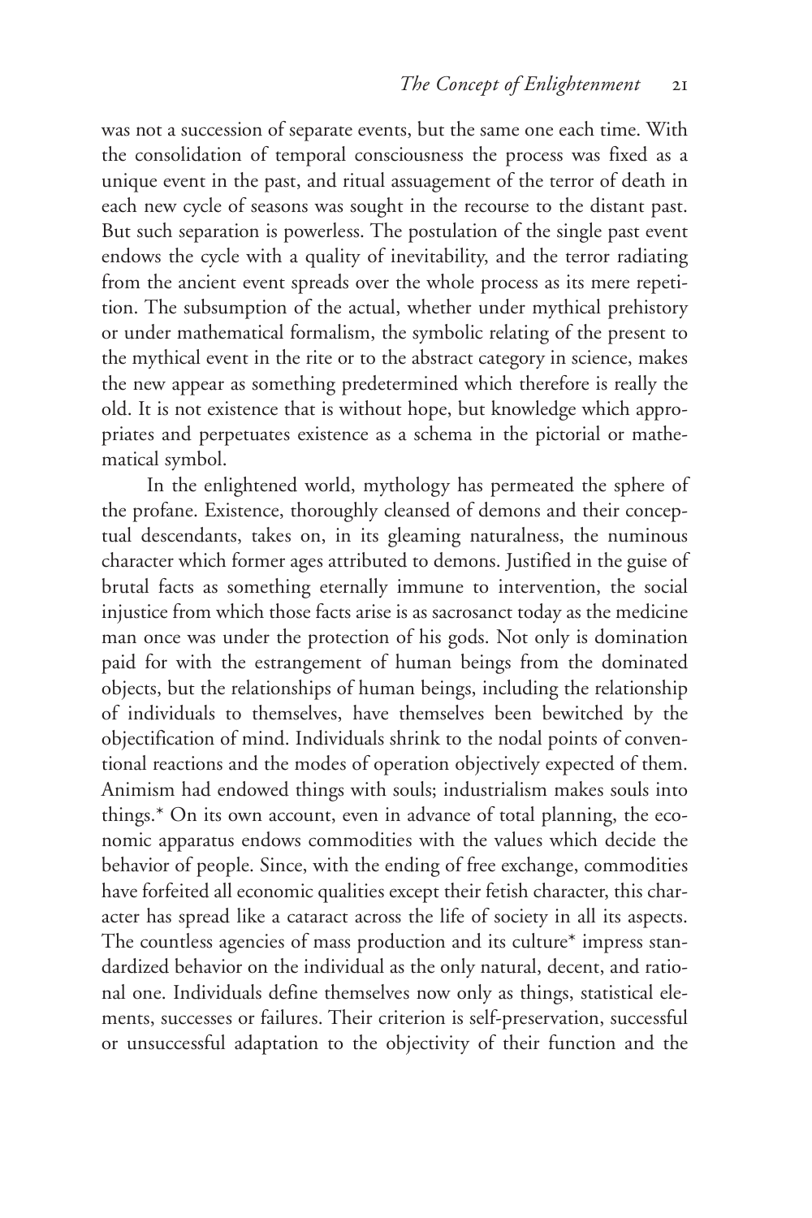was not a succession of separate events, but the same one each time. With the consolidation of temporal consciousness the process was fixed as a unique event in the past, and ritual assuagement of the terror of death in each new cycle of seasons was sought in the recourse to the distant past. But such separation is powerless. The postulation of the single past event endows the cycle with a quality of inevitability, and the terror radiating from the ancient event spreads over the whole process as its mere repetition. The subsumption of the actual, whether under mythical prehistory or under mathematical formalism, the symbolic relating of the present to the mythical event in the rite or to the abstract category in science, makes the new appear as something predetermined which therefore is really the old. It is not existence that is without hope, but knowledge which appropriates and perpetuates existence as a schema in the pictorial or mathematical symbol.

In the enlightened world, mythology has permeated the sphere of the profane. Existence, thoroughly cleansed of demons and their conceptual descendants, takes on, in its gleaming naturalness, the numinous character which former ages attributed to demons. Justified in the guise of brutal facts as something eternally immune to intervention, the social injustice from which those facts arise is as sacrosanct today as the medicine man once was under the protection of his gods. Not only is domination paid for with the estrangement of human beings from the dominated objects, but the relationships of human beings, including the relationship of individuals to themselves, have themselves been bewitched by the objectification of mind. Individuals shrink to the nodal points of conventional reactions and the modes of operation objectively expected of them. Animism had endowed things with souls; industrialism makes souls into things.* On its own account, even in advance of total planning, the economic apparatus endows commodities with the values which decide the behavior of people. Since, with the ending of free exchange, commodities have forfeited all economic qualities except their fetish character, this character has spread like a cataract across the life of society in all its aspects. The countless agencies of mass production and its culture* impress standardized behavior on the individual as the only natural, decent, and rational one. Individuals define themselves now only as things, statistical elements, successes or failures. Their criterion is self-preservation, successful or unsuccessful adaptation to the objectivity of their function and the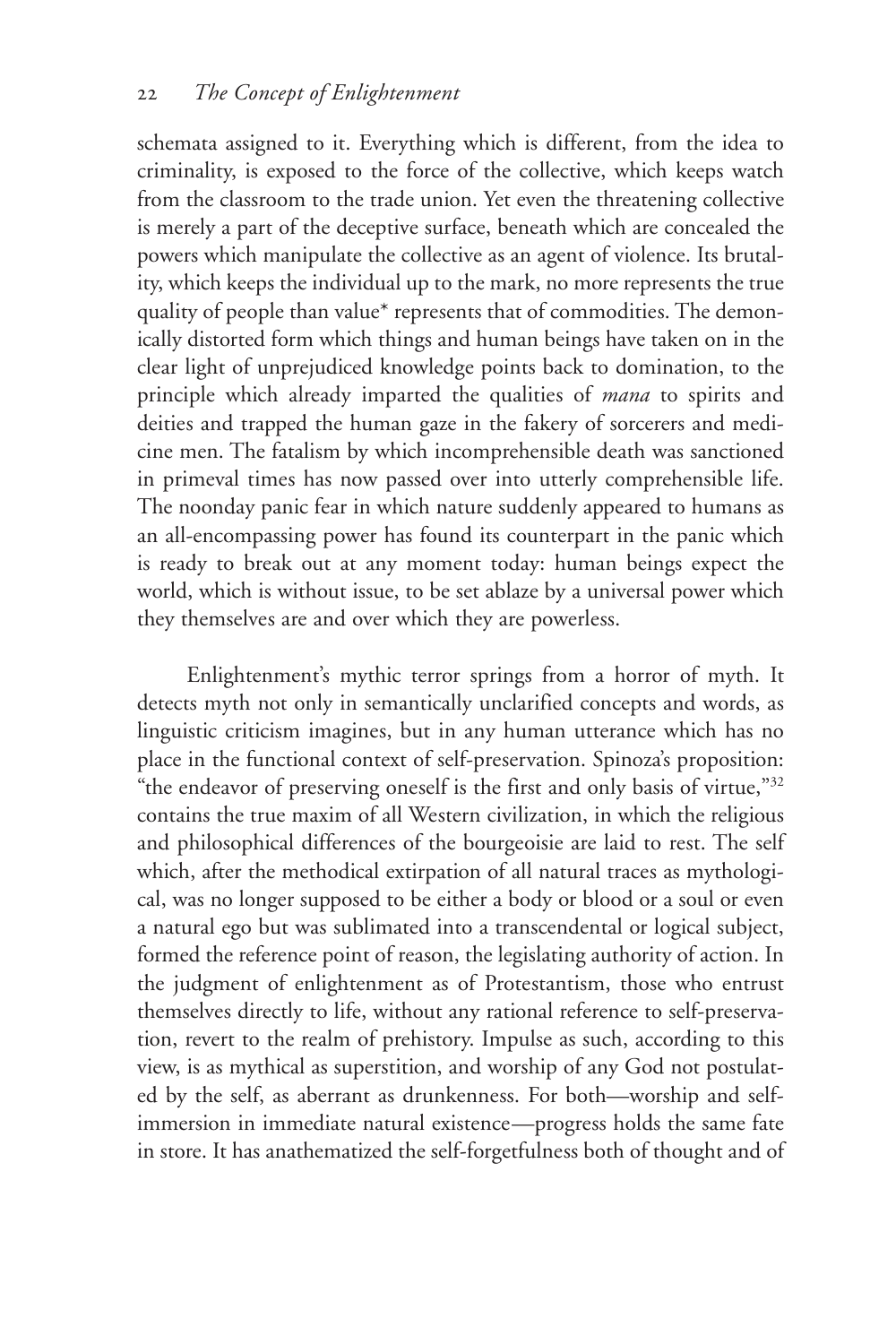schemata assigned to it. Everything which is different, from the idea to criminality, is exposed to the force of the collective, which keeps watch from the classroom to the trade union. Yet even the threatening collective is merely a part of the deceptive surface, beneath which are concealed the powers which manipulate the collective as an agent of violence. Its brutality, which keeps the individual up to the mark, no more represents the true quality of people than value* represents that of commodities. The demonically distorted form which things and human beings have taken on in the clear light of unprejudiced knowledge points back to domination, to the principle which already imparted the qualities of *mana* to spirits and deities and trapped the human gaze in the fakery of sorcerers and medicine men. The fatalism by which incomprehensible death was sanctioned in primeval times has now passed over into utterly comprehensible life. The noonday panic fear in which nature suddenly appeared to humans as an all-encompassing power has found its counterpart in the panic which is ready to break out at any moment today: human beings expect the world, which is without issue, to be set ablaze by a universal power which they themselves are and over which they are powerless.

Enlightenment's mythic terror springs from a horror of myth. It detects myth not only in semantically unclarified concepts and words, as linguistic criticism imagines, but in any human utterance which has no place in the functional context of self-preservation. Spinoza's proposition: "the endeavor of preserving oneself is the first and only basis of virtue,"[32] contains the true maxim of all Western civilization, in which the religious and philosophical differences of the bourgeoisie are laid to rest. The self which, after the methodical extirpation of all natural traces as mythological, was no longer supposed to be either a body or blood or a soul or even a natural ego but was sublimated into a transcendental or logical subject, formed the reference point of reason, the legislating authority of action. In the judgment of enlightenment as of Protestantism, those who entrust themselves directly to life, without any rational reference to self-preservation, revert to the realm of prehistory. Impulse as such, according to this view, is as mythical as superstition, and worship of any God not postulated by the self, as aberrant as drunkenness. For both—worship and self-immersion in immediate natural existence—progress holds the same fate in store. It has anathematized the self-forgetfulness both of thought and of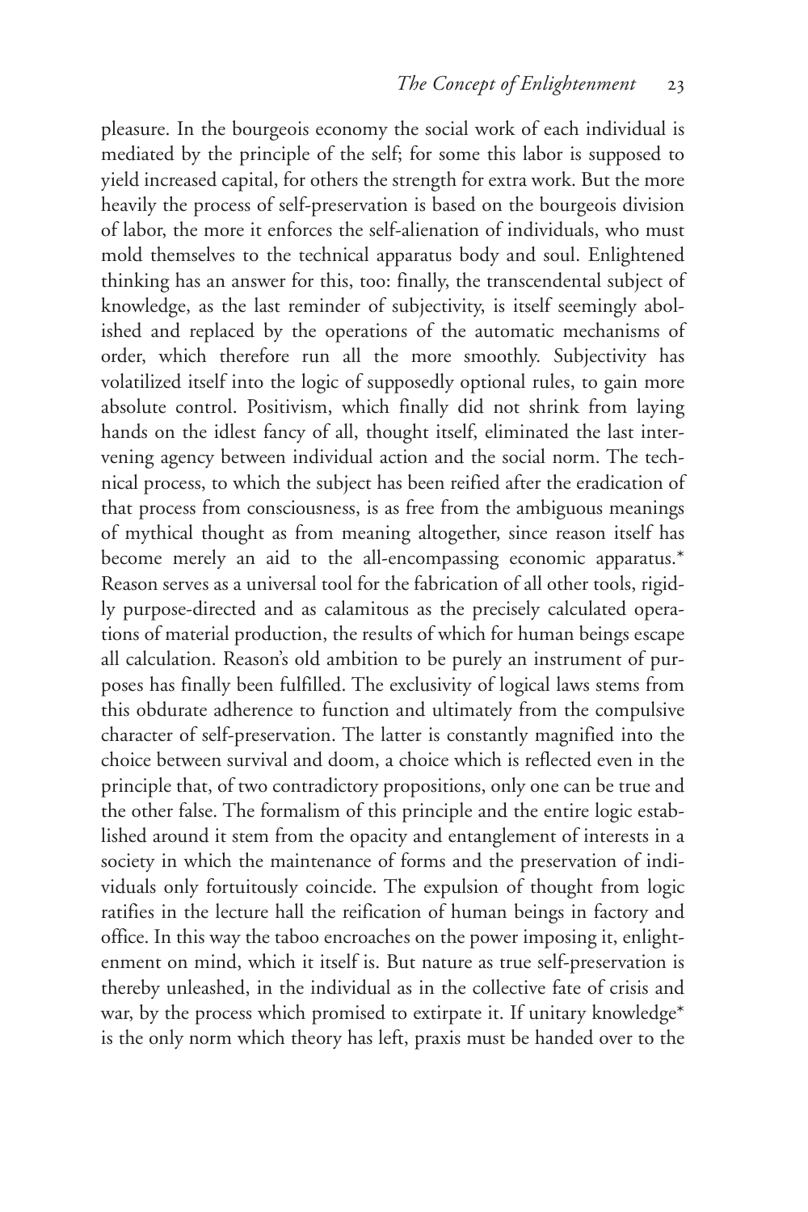pleasure. In the bourgeois economy the social work of each individual is mediated by the principle of the self; for some this labor is supposed to yield increased capital, for others the strength for extra work. But the more heavily the process of self-preservation is based on the bourgeois division of labor, the more it enforces the self-alienation of individuals, who must mold themselves to the technical apparatus body and soul. Enlightened thinking has an answer for this, too: finally, the transcendental subject of knowledge, as the last reminder of subjectivity, is itself seemingly abolished and replaced by the operations of the automatic mechanisms of order, which therefore run all the more smoothly. Subjectivity has volatilized itself into the logic of supposedly optional rules, to gain more absolute control. Positivism, which finally did not shrink from laying hands on the idlest fancy of all, thought itself, eliminated the last intervening agency between individual action and the social norm. The technical process, to which the subject has been reified after the eradication of that process from consciousness, is as free from the ambiguous meanings of mythical thought as from meaning altogether, since reason itself has become merely an aid to the all-encompassing economic apparatus.* Reason serves as a universal tool for the fabrication of all other tools, rigidly purpose-directed and as calamitous as the precisely calculated operations of material production, the results of which for human beings escape all calculation. Reason's old ambition to be purely an instrument of purposes has finally been fulfilled. The exclusivity of logical laws stems from this obdurate adherence to function and ultimately from the compulsive character of self-preservation. The latter is constantly magnified into the choice between survival and doom, a choice which is reflected even in the principle that, of two contradictory propositions, only one can be true and the other false. The formalism of this principle and the entire logic established around it stem from the opacity and entanglement of interests in a society in which the maintenance of forms and the preservation of individuals only fortuitously coincide. The expulsion of thought from logic ratifies in the lecture hall the reification of human beings in factory and office. In this way the taboo encroaches on the power imposing it, enlightenment on mind, which it itself is. But nature as true self-preservation is thereby unleashed, in the individual as in the collective fate of crisis and war, by the process which promised to extirpate it. If unitary knowledge* is the only norm which theory has left, praxis must be handed over to the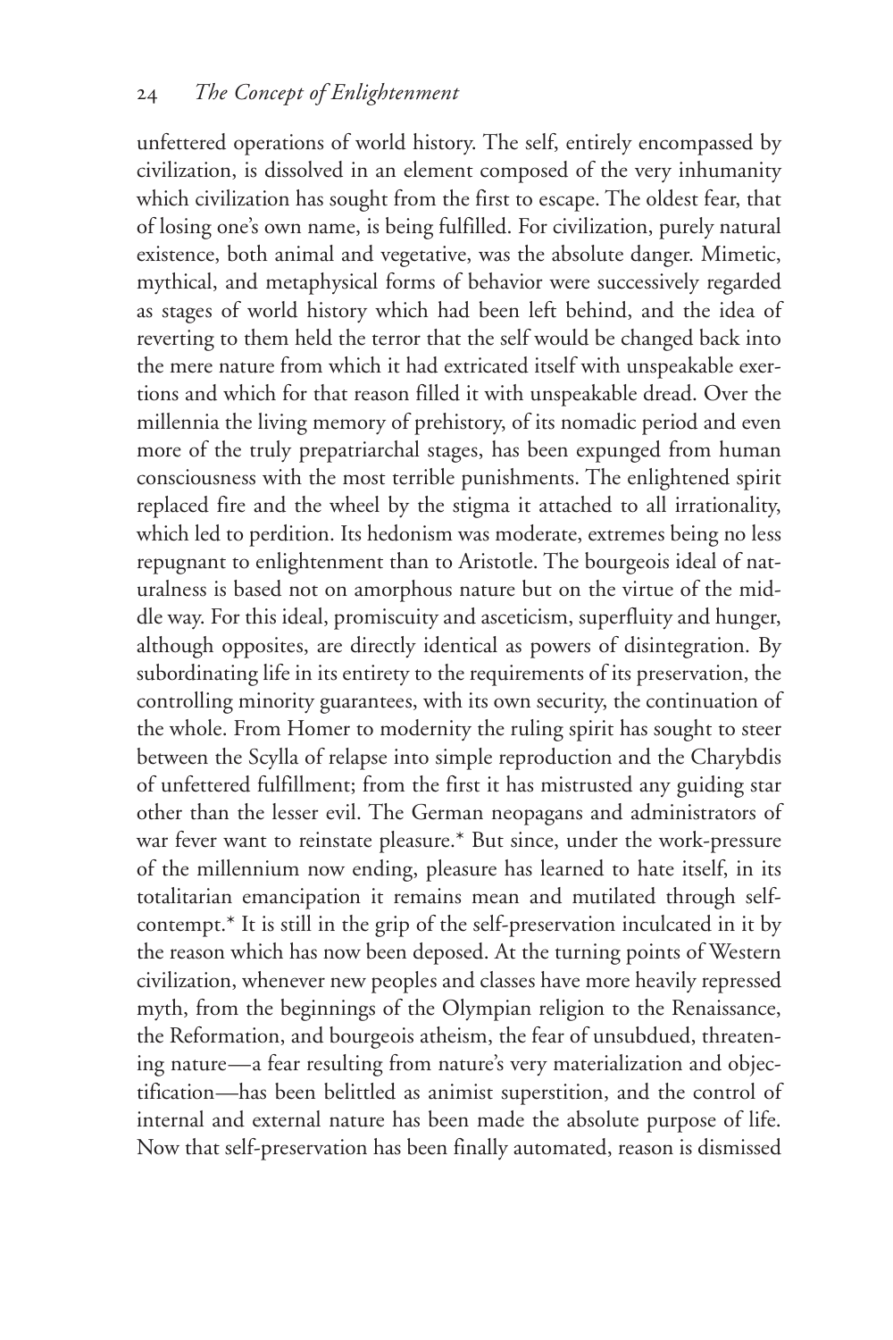unfettered operations of world history. The self, entirely encompassed by civilization, is dissolved in an element composed of the very inhumanity which civilization has sought from the first to escape. The oldest fear, that of losing one's own name, is being fulfilled. For civilization, purely natural existence, both animal and vegetative, was the absolute danger. Mimetic, mythical, and metaphysical forms of behavior were successively regarded as stages of world history which had been left behind, and the idea of reverting to them held the terror that the self would be changed back into the mere nature from which it had extricated itself with unspeakable exertions and which for that reason filled it with unspeakable dread. Over the millennia the living memory of prehistory, of its nomadic period and even more of the truly prepatriarchal stages, has been expunged from human consciousness with the most terrible punishments. The enlightened spirit replaced fire and the wheel by the stigma it attached to all irrationality, which led to perdition. Its hedonism was moderate, extremes being no less repugnant to enlightenment than to Aristotle. The bourgeois ideal of naturalness is based not on amorphous nature but on the virtue of the middle way. For this ideal, promiscuity and asceticism, superfluity and hunger, although opposites, are directly identical as powers of disintegration. By subordinating life in its entirety to the requirements of its preservation, the controlling minority guarantees, with its own security, the continuation of the whole. From Homer to modernity the ruling spirit has sought to steer between the Scylla of relapse into simple reproduction and the Charybdis of unfettered fulfillment; from the first it has mistrusted any guiding star other than the lesser evil. The German neopagans and administrators of war fever want to reinstate pleasure.* But since, under the work-pressure of the millennium now ending, pleasure has learned to hate itself, in its totalitarian emancipation it remains mean and mutilated through self-contempt.* It is still in the grip of the self-preservation inculcated in it by the reason which has now been deposed. At the turning points of Western civilization, whenever new peoples and classes have more heavily repressed myth, from the beginnings of the Olympian religion to the Renaissance, the Reformation, and bourgeois atheism, the fear of unsubdued, threatening nature—a fear resulting from nature's very materialization and objectification—has been belittled as animist superstition, and the control of internal and external nature has been made the absolute purpose of life. Now that self-preservation has been finally automated, reason is dismissed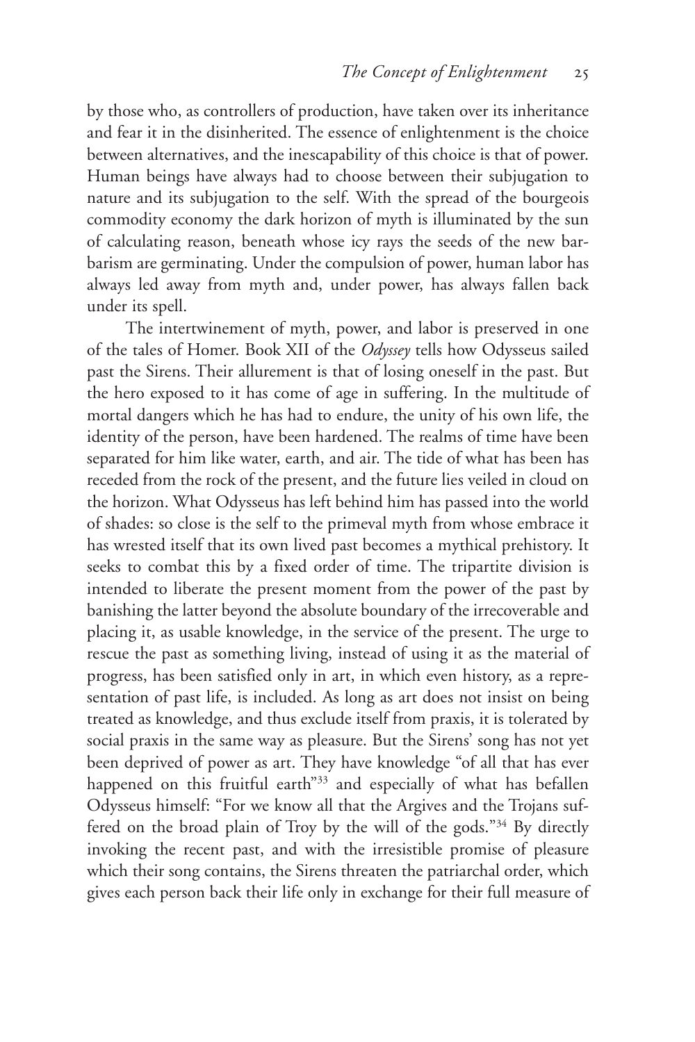by those who, as controllers of production, have taken over its inheritance and fear it in the disinherited. The essence of enlightenment is the choice between alternatives, and the inescapability of this choice is that of power. Human beings have always had to choose between their subjugation to nature and its subjugation to the self. With the spread of the bourgeois commodity economy the dark horizon of myth is illuminated by the sun of calculating reason, beneath whose icy rays the seeds of the new barbarism are germinating. Under the compulsion of power, human labor has always led away from myth and, under power, has always fallen back under its spell.

The intertwinement of myth, power, and labor is preserved in one of the tales of Homer. Book XII of the *Odyssey* tells how Odysseus sailed past the Sirens. Their allurement is that of losing oneself in the past. But the hero exposed to it has come of age in suffering. In the multitude of mortal dangers which he has had to endure, the unity of his own life, the identity of the person, have been hardened. The realms of time have been separated for him like water, earth, and air. The tide of what has been has receded from the rock of the present, and the future lies veiled in cloud on the horizon. What Odysseus has left behind him has passed into the world of shades: so close is the self to the primeval myth from whose embrace it has wrested itself that its own lived past becomes a mythical prehistory. It seeks to combat this by a fixed order of time. The tripartite division is intended to liberate the present moment from the power of the past by banishing the latter beyond the absolute boundary of the irrecoverable and placing it, as usable knowledge, in the service of the present. The urge to rescue the past as something living, instead of using it as the material of progress, has been satisfied only in art, in which even history, as a representation of past life, is included. As long as art does not insist on being treated as knowledge, and thus exclude itself from praxis, it is tolerated by social praxis in the same way as pleasure. But the Sirens' song has not yet been deprived of power as art. They have knowledge "of all that has ever happened on this fruitful earth"[33] and especially of what has befallen Odysseus himself: "For we know all that the Argives and the Trojans suffered on the broad plain of Troy by the will of the gods."[34] By directly invoking the recent past, and with the irresistible promise of pleasure which their song contains, the Sirens threaten the patriarchal order, which gives each person back their life only in exchange for their full measure of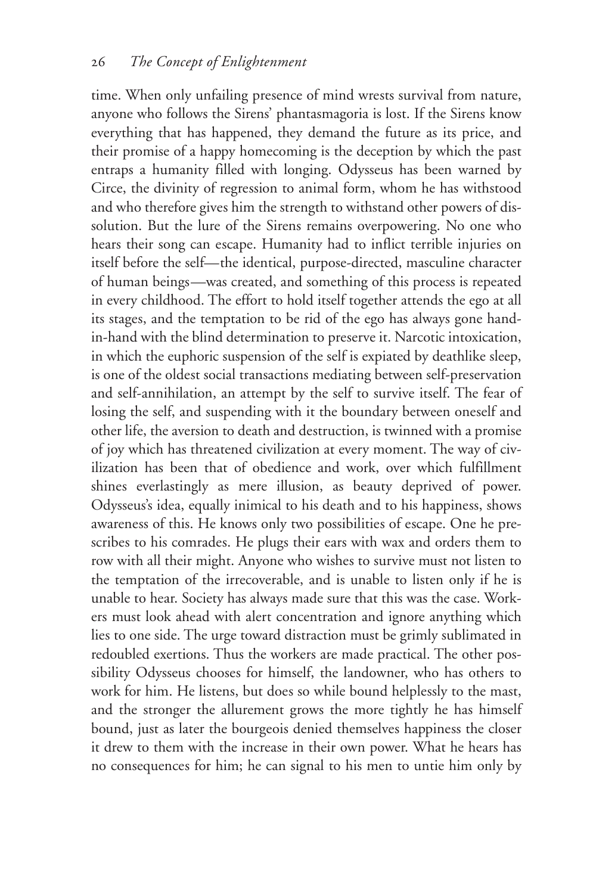time. When only unfailing presence of mind wrests survival from nature, anyone who follows the Sirens' phantasmagoria is lost. If the Sirens know everything that has happened, they demand the future as its price, and their promise of a happy homecoming is the deception by which the past entraps a humanity filled with longing. Odysseus has been warned by Circe, the divinity of regression to animal form, whom he has withstood and who therefore gives him the strength to withstand other powers of dissolution. But the lure of the Sirens remains overpowering. No one who hears their song can escape. Humanity had to inflict terrible injuries on itself before the self—the identical, purpose-directed, masculine character of human beings—was created, and something of this process is repeated in every childhood. The effort to hold itself together attends the ego at all its stages, and the temptation to be rid of the ego has always gone hand-in-hand with the blind determination to preserve it. Narcotic intoxication, in which the euphoric suspension of the self is expiated by deathlike sleep, is one of the oldest social transactions mediating between self-preservation and self-annihilation, an attempt by the self to survive itself. The fear of losing the self, and suspending with it the boundary between oneself and other life, the aversion to death and destruction, is twinned with a promise of joy which has threatened civilization at every moment. The way of civilization has been that of obedience and work, over which fulfillment shines everlastingly as mere illusion, as beauty deprived of power. Odysseus's idea, equally inimical to his death and to his happiness, shows awareness of this. He knows only two possibilities of escape. One he prescribes to his comrades. He plugs their ears with wax and orders them to row with all their might. Anyone who wishes to survive must not listen to the temptation of the irrecoverable, and is unable to listen only if he is unable to hear. Society has always made sure that this was the case. Workers must look ahead with alert concentration and ignore anything which lies to one side. The urge toward distraction must be grimly sublimated in redoubled exertions. Thus the workers are made practical. The other possibility Odysseus chooses for himself, the landowner, who has others to work for him. He listens, but does so while bound helplessly to the mast, and the stronger the allurement grows the more tightly he has himself bound, just as later the bourgeois denied themselves happiness the closer it drew to them with the increase in their own power. What he hears has no consequences for him; he can signal to his men to untie him only by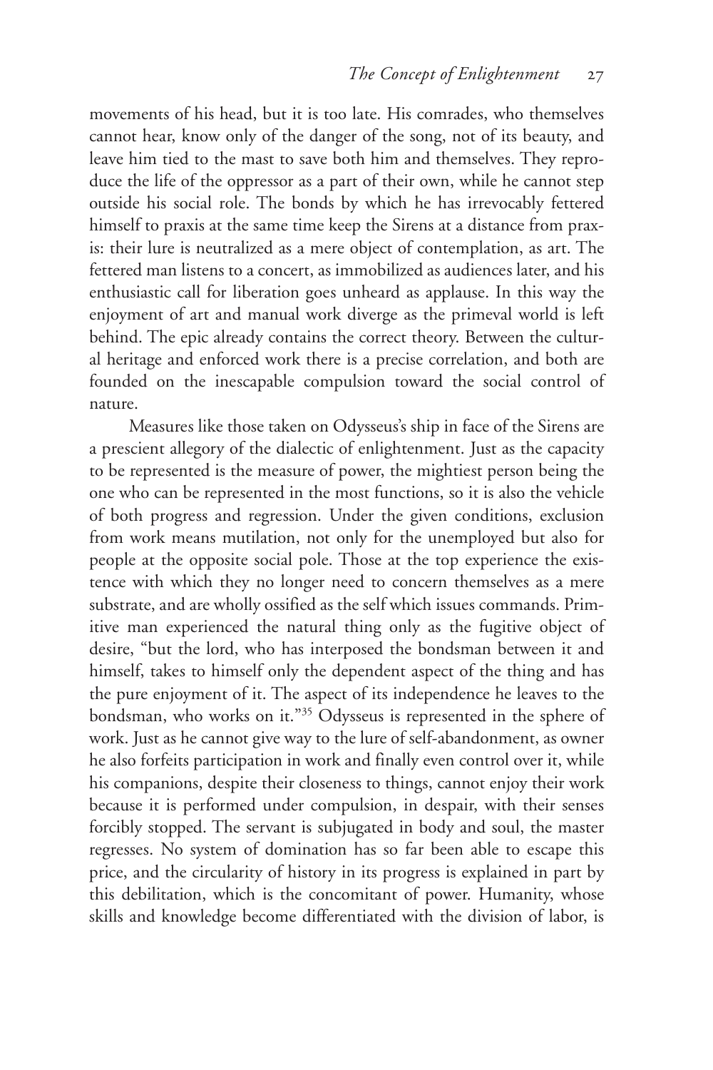movements of his head, but it is too late. His comrades, who themselves cannot hear, know only of the danger of the song, not of its beauty, and leave him tied to the mast to save both him and themselves. They reproduce the life of the oppressor as a part of their own, while he cannot step outside his social role. The bonds by which he has irrevocably fettered himself to praxis at the same time keep the Sirens at a distance from praxis: their lure is neutralized as a mere object of contemplation, as art. The fettered man listens to a concert, as immobilized as audiences later, and his enthusiastic call for liberation goes unheard as applause. In this way the enjoyment of art and manual work diverge as the primeval world is left behind. The epic already contains the correct theory. Between the cultural heritage and enforced work there is a precise correlation, and both are founded on the inescapable compulsion toward the social control of nature.

Measures like those taken on Odysseus's ship in face of the Sirens are a prescient allegory of the dialectic of enlightenment. Just as the capacity to be represented is the measure of power, the mightiest person being the one who can be represented in the most functions, so it is also the vehicle of both progress and regression. Under the given conditions, exclusion from work means mutilation, not only for the unemployed but also for people at the opposite social pole. Those at the top experience the existence with which they no longer need to concern themselves as a mere substrate, and are wholly ossified as the self which issues commands. Primitive man experienced the natural thing only as the fugitive object of desire, "but the lord, who has interposed the bondsman between it and himself, takes to himself only the dependent aspect of the thing and has the pure enjoyment of it. The aspect of its independence he leaves to the bondsman, who works on it."[35] Odysseus is represented in the sphere of work. Just as he cannot give way to the lure of self-abandonment, as owner he also forfeits participation in work and finally even control over it, while his companions, despite their closeness to things, cannot enjoy their work because it is performed under compulsion, in despair, with their senses forcibly stopped. The servant is subjugated in body and soul, the master regresses. No system of domination has so far been able to escape this price, and the circularity of history in its progress is explained in part by this debilitation, which is the concomitant of power. Humanity, whose skills and knowledge become differentiated with the division of labor, is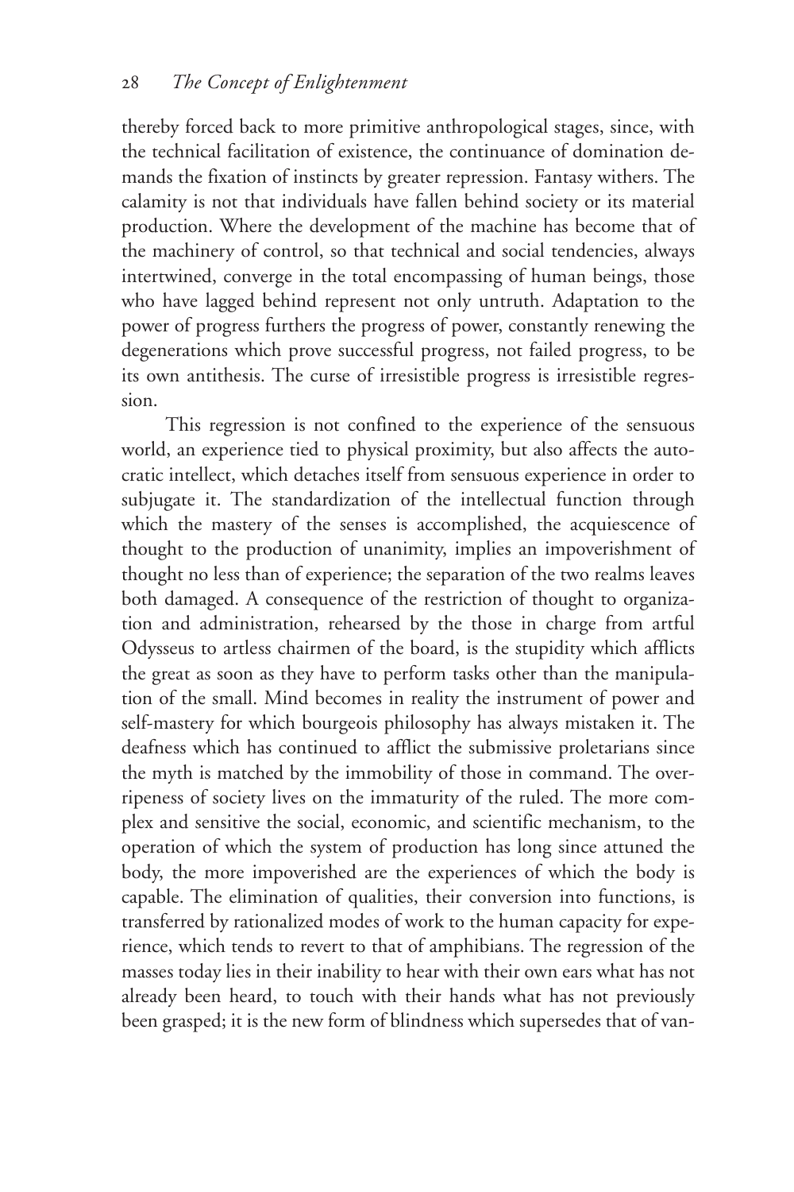thereby forced back to more primitive anthropological stages, since, with the technical facilitation of existence, the continuance of domination demands the fixation of instincts by greater repression. Fantasy withers. The calamity is not that individuals have fallen behind society or its material production. Where the development of the machine has become that of the machinery of control, so that technical and social tendencies, always intertwined, converge in the total encompassing of human beings, those who have lagged behind represent not only untruth. Adaptation to the power of progress furthers the progress of power, constantly renewing the degenerations which prove successful progress, not failed progress, to be its own antithesis. The curse of irresistible progress is irresistible regression.

This regression is not confined to the experience of the sensuous world, an experience tied to physical proximity, but also affects the autocratic intellect, which detaches itself from sensuous experience in order to subjugate it. The standardization of the intellectual function through which the mastery of the senses is accomplished, the acquiescence of thought to the production of unanimity, implies an impoverishment of thought no less than of experience; the separation of the two realms leaves both damaged. A consequence of the restriction of thought to organization and administration, rehearsed by the those in charge from artful Odysseus to artless chairmen of the board, is the stupidity which afflicts the great as soon as they have to perform tasks other than the manipulation of the small. Mind becomes in reality the instrument of power and self-mastery for which bourgeois philosophy has always mistaken it. The deafness which has continued to afflict the submissive proletarians since the myth is matched by the immobility of those in command. The overripeness of society lives on the immaturity of the ruled. The more complex and sensitive the social, economic, and scientific mechanism, to the operation of which the system of production has long since attuned the body, the more impoverished are the experiences of which the body is capable. The elimination of qualities, their conversion into functions, is transferred by rationalized modes of work to the human capacity for experience, which tends to revert to that of amphibians. The regression of the masses today lies in their inability to hear with their own ears what has not already been heard, to touch with their hands what has not previously been grasped; it is the new form of blindness which supersedes that of van-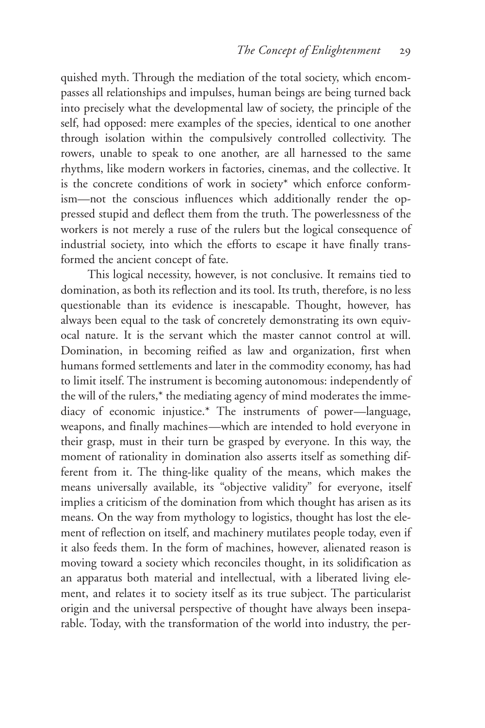quished myth. Through the mediation of the total society, which encompasses all relationships and impulses, human beings are being turned back into precisely what the developmental law of society, the principle of the self, had opposed: mere examples of the species, identical to one another through isolation within the compulsively controlled collectivity. The rowers, unable to speak to one another, are all harnessed to the same rhythms, like modern workers in factories, cinemas, and the collective. It is the concrete conditions of work in society* which enforce conformism—not the conscious influences which additionally render the oppressed stupid and deflect them from the truth. The powerlessness of the workers is not merely a ruse of the rulers but the logical consequence of industrial society, into which the efforts to escape it have finally transformed the ancient concept of fate.

This logical necessity, however, is not conclusive. It remains tied to domination, as both its reflection and its tool. Its truth, therefore, is no less questionable than its evidence is inescapable. Thought, however, has always been equal to the task of concretely demonstrating its own equivocal nature. It is the servant which the master cannot control at will. Domination, in becoming reified as law and organization, first when humans formed settlements and later in the commodity economy, has had to limit itself. The instrument is becoming autonomous: independently of the will of the rulers,* the mediating agency of mind moderates the immediacy of economic injustice.* The instruments of power—language, weapons, and finally machines—which are intended to hold everyone in their grasp, must in their turn be grasped by everyone. In this way, the moment of rationality in domination also asserts itself as something different from it. The thing-like quality of the means, which makes the means universally available, its "objective validity" for everyone, itself implies a criticism of the domination from which thought has arisen as its means. On the way from mythology to logistics, thought has lost the element of reflection on itself, and machinery mutilates people today, even if it also feeds them. In the form of machines, however, alienated reason is moving toward a society which reconciles thought, in its solidification as an apparatus both material and intellectual, with a liberated living element, and relates it to society itself as its true subject. The particularist origin and the universal perspective of thought have always been inseparable. Today, with the transformation of the world into industry, the per-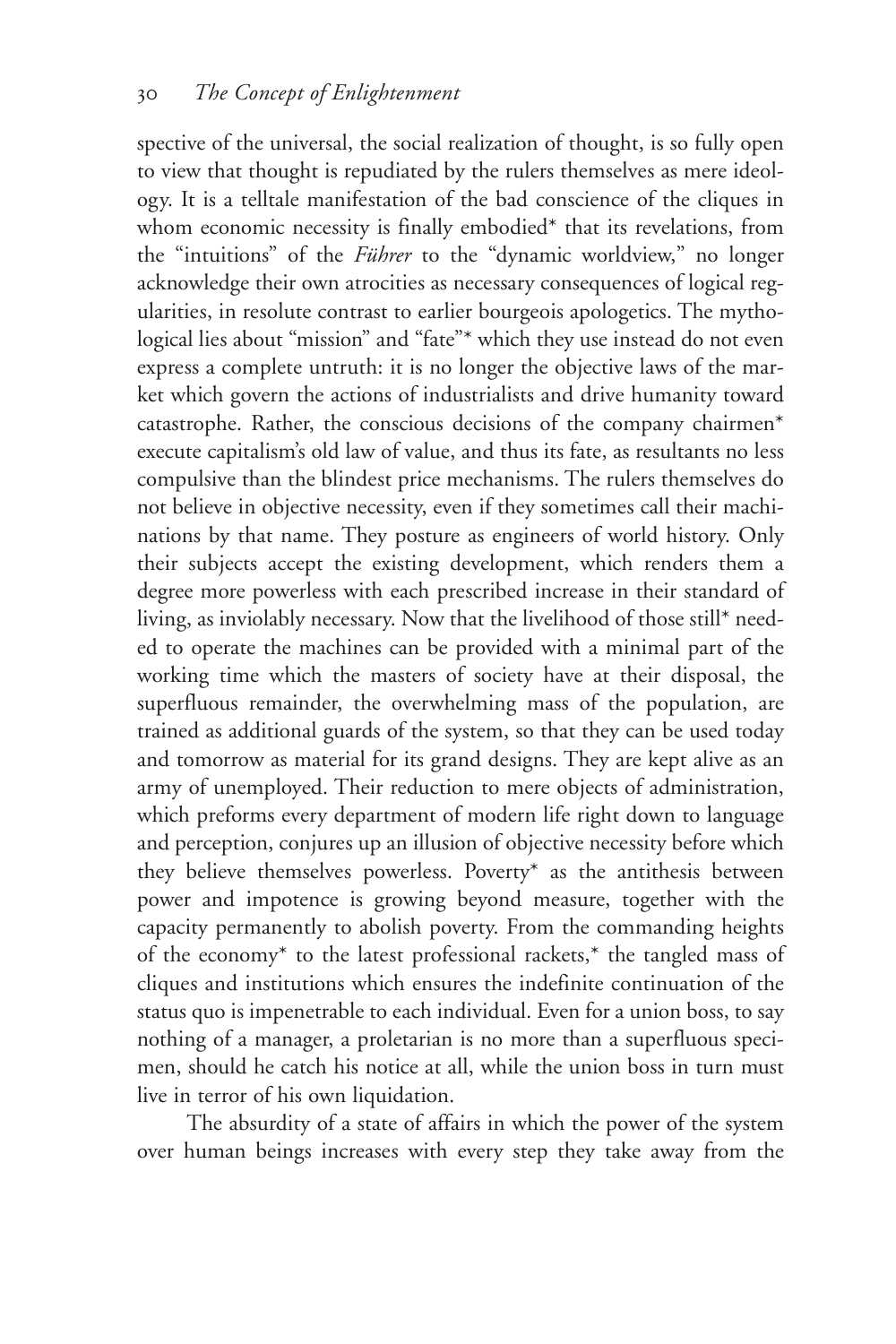spective of the universal, the social realization of thought, is so fully open to view that thought is repudiated by the rulers themselves as mere ideology. It is a telltale manifestation of the bad conscience of the cliques in whom economic necessity is finally embodied* that its revelations, from the "intuitions" of the *Führer* to the "dynamic worldview," no longer acknowledge their own atrocities as necessary consequences of logical regularities, in resolute contrast to earlier bourgeois apologetics. The mythological lies about "mission" and "fate"* which they use instead do not even express a complete untruth: it is no longer the objective laws of the market which govern the actions of industrialists and drive humanity toward catastrophe. Rather, the conscious decisions of the company chairmen* execute capitalism's old law of value, and thus its fate, as resultants no less compulsive than the blindest price mechanisms. The rulers themselves do not believe in objective necessity, even if they sometimes call their machinations by that name. They posture as engineers of world history. Only their subjects accept the existing development, which renders them a degree more powerless with each prescribed increase in their standard of living, as inviolably necessary. Now that the livelihood of those still* needed to operate the machines can be provided with a minimal part of the working time which the masters of society have at their disposal, the superfluous remainder, the overwhelming mass of the population, are trained as additional guards of the system, so that they can be used today and tomorrow as material for its grand designs. They are kept alive as an army of unemployed. Their reduction to mere objects of administration, which preforms every department of modern life right down to language and perception, conjures up an illusion of objective necessity before which they believe themselves powerless. Poverty* as the antithesis between power and impotence is growing beyond measure, together with the capacity permanently to abolish poverty. From the commanding heights of the economy* to the latest professional rackets,* the tangled mass of cliques and institutions which ensures the indefinite continuation of the status quo is impenetrable to each individual. Even for a union boss, to say nothing of a manager, a proletarian is no more than a superfluous specimen, should he catch his notice at all, while the union boss in turn must live in terror of his own liquidation.

The absurdity of a state of affairs in which the power of the system over human beings increases with every step they take away from the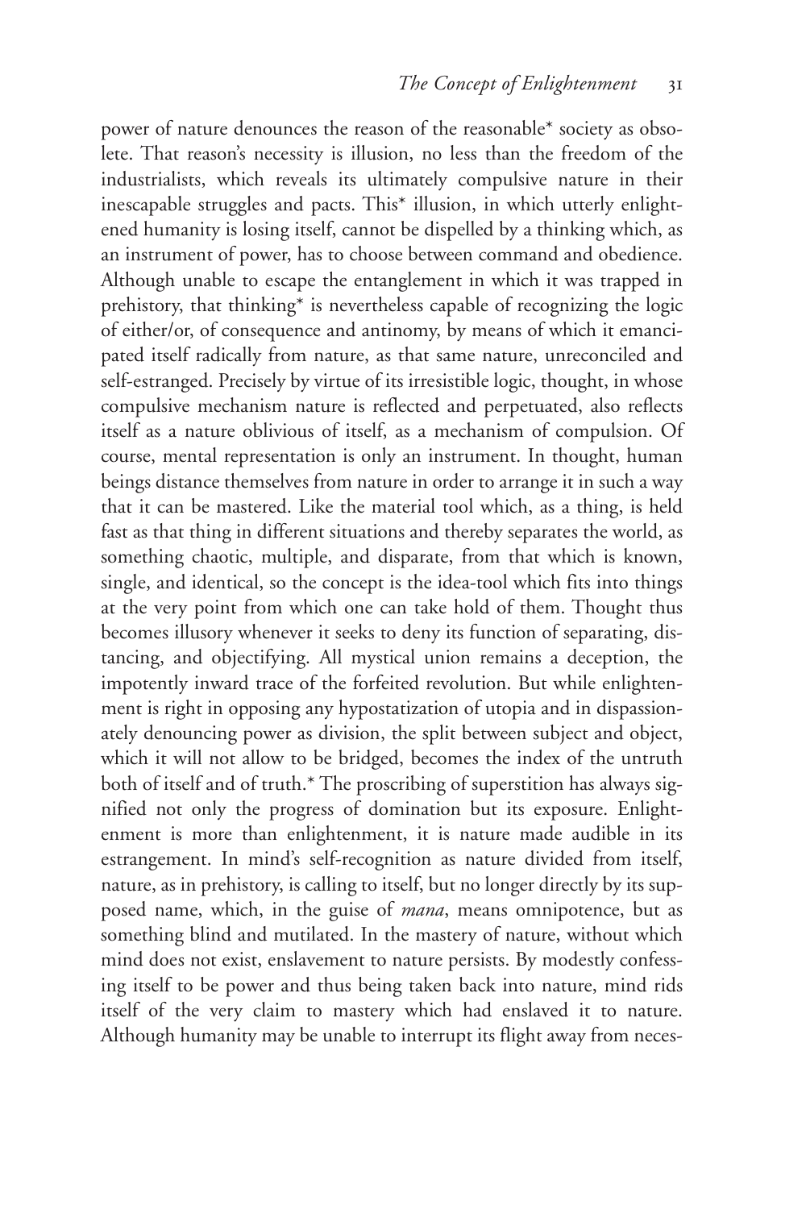power of nature denounces the reason of the reasonable* society as obsolete. That reason's necessity is illusion, no less than the freedom of the industrialists, which reveals its ultimately compulsive nature in their inescapable struggles and pacts. This* illusion, in which utterly enlightened humanity is losing itself, cannot be dispelled by a thinking which, as an instrument of power, has to choose between command and obedience. Although unable to escape the entanglement in which it was trapped in prehistory, that thinking* is nevertheless capable of recognizing the logic of either/or, of consequence and antinomy, by means of which it emancipated itself radically from nature, as that same nature, unreconciled and self-estranged. Precisely by virtue of its irresistible logic, thought, in whose compulsive mechanism nature is reflected and perpetuated, also reflects itself as a nature oblivious of itself, as a mechanism of compulsion. Of course, mental representation is only an instrument. In thought, human beings distance themselves from nature in order to arrange it in such a way that it can be mastered. Like the material tool which, as a thing, is held fast as that thing in different situations and thereby separates the world, as something chaotic, multiple, and disparate, from that which is known, single, and identical, so the concept is the idea-tool which fits into things at the very point from which one can take hold of them. Thought thus becomes illusory whenever it seeks to deny its function of separating, distancing, and objectifying. All mystical union remains a deception, the impotently inward trace of the forfeited revolution. But while enlightenment is right in opposing any hypostatization of utopia and in dispassionately denouncing power as division, the split between subject and object, which it will not allow to be bridged, becomes the index of the untruth both of itself and of truth.* The proscribing of superstition has always signified not only the progress of domination but its exposure. Enlightenment is more than enlightenment, it is nature made audible in its estrangement. In mind's self-recognition as nature divided from itself, nature, as in prehistory, is calling to itself, but no longer directly by its supposed name, which, in the guise of *mana*, means omnipotence, but as something blind and mutilated. In the mastery of nature, without which mind does not exist, enslavement to nature persists. By modestly confessing itself to be power and thus being taken back into nature, mind rids itself of the very claim to mastery which had enslaved it to nature. Although humanity may be unable to interrupt its flight away from neces-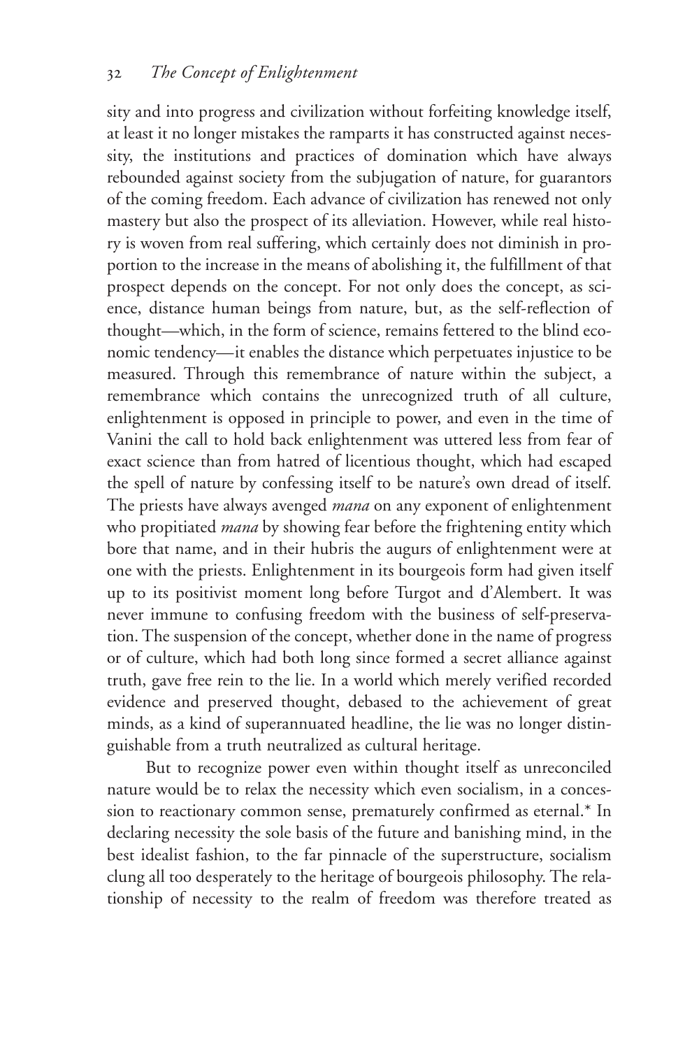sity and into progress and civilization without forfeiting knowledge itself, at least it no longer mistakes the ramparts it has constructed against necessity, the institutions and practices of domination which have always rebounded against society from the subjugation of nature, for guarantors of the coming freedom. Each advance of civilization has renewed not only mastery but also the prospect of its alleviation. However, while real history is woven from real suffering, which certainly does not diminish in proportion to the increase in the means of abolishing it, the fulfillment of that prospect depends on the concept. For not only does the concept, as science, distance human beings from nature, but, as the self-reflection of thought—which, in the form of science, remains fettered to the blind economic tendency—it enables the distance which perpetuates injustice to be measured. Through this remembrance of nature within the subject, a remembrance which contains the unrecognized truth of all culture, enlightenment is opposed in principle to power, and even in the time of Vanini the call to hold back enlightenment was uttered less from fear of exact science than from hatred of licentious thought, which had escaped the spell of nature by confessing itself to be nature's own dread of itself. The priests have always avenged *mana* on any exponent of enlightenment who propitiated *mana* by showing fear before the frightening entity which bore that name, and in their hubris the augurs of enlightenment were at one with the priests. Enlightenment in its bourgeois form had given itself up to its positivist moment long before Turgot and d'Alembert. It was never immune to confusing freedom with the business of self-preservation. The suspension of the concept, whether done in the name of progress or of culture, which had both long since formed a secret alliance against truth, gave free rein to the lie. In a world which merely verified recorded evidence and preserved thought, debased to the achievement of great minds, as a kind of superannuated headline, the lie was no longer distinguishable from a truth neutralized as cultural heritage.

But to recognize power even within thought itself as unreconciled nature would be to relax the necessity which even socialism, in a concession to reactionary common sense, prematurely confirmed as eternal.* In declaring necessity the sole basis of the future and banishing mind, in the best idealist fashion, to the far pinnacle of the superstructure, socialism clung all too desperately to the heritage of bourgeois philosophy. The relationship of necessity to the realm of freedom was therefore treated as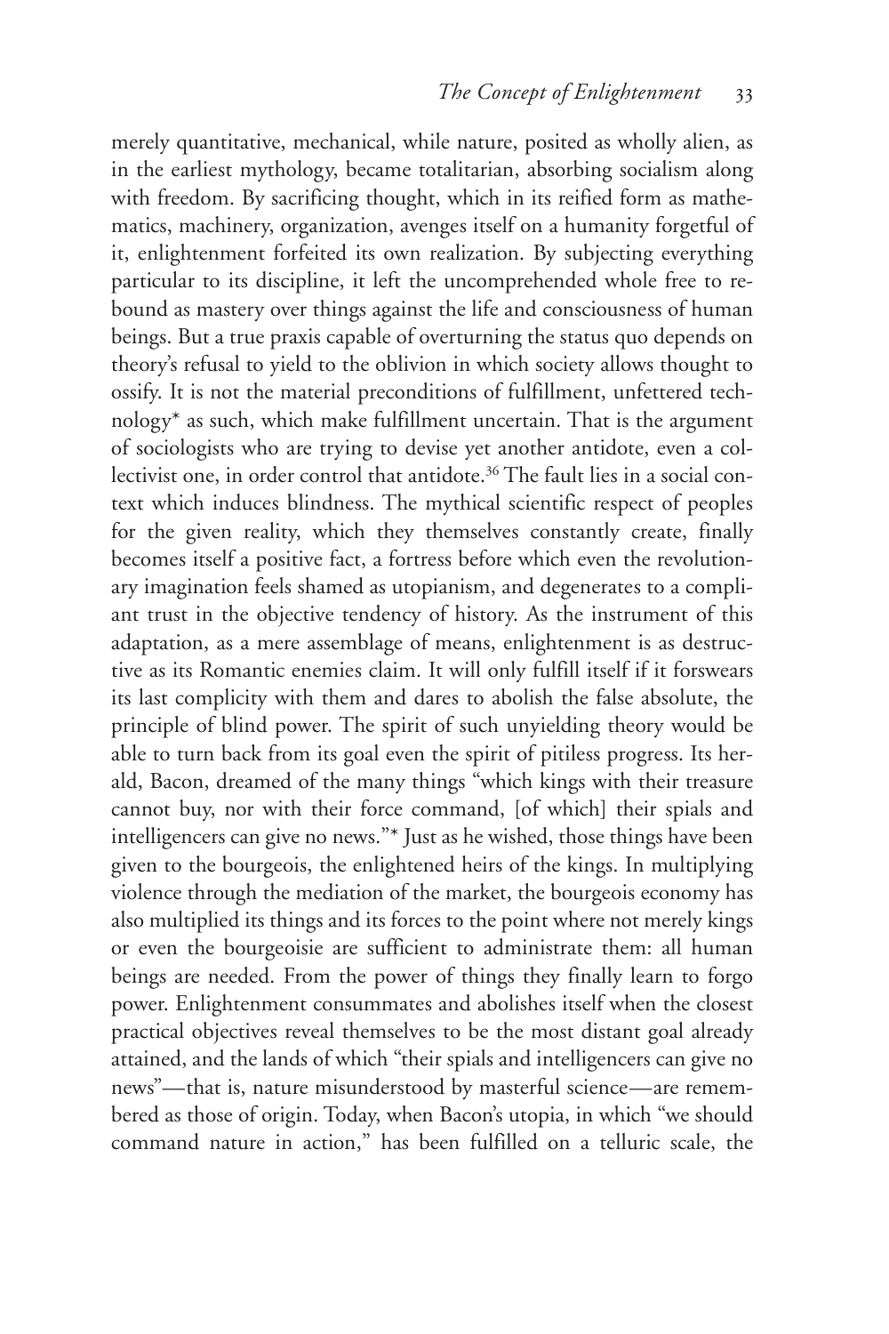merely quantitative, mechanical, while nature, posited as wholly alien, as in the earliest mythology, became totalitarian, absorbing socialism along with freedom. By sacrificing thought, which in its reified form as mathematics, machinery, organization, avenges itself on a humanity forgetful of it, enlightenment forfeited its own realization. By subjecting everything particular to its discipline, it left the uncomprehended whole free to rebound as mastery over things against the life and consciousness of human beings. But a true praxis capable of overturning the status quo depends on theory's refusal to yield to the oblivion in which society allows thought to ossify. It is not the material preconditions of fulfillment, unfettered technology* as such, which make fulfillment uncertain. That is the argument of sociologists who are trying to devise yet another antidote, even a collectivist one, in order control that antidote.[36] The fault lies in a social context which induces blindness. The mythical scientific respect of peoples for the given reality, which they themselves constantly create, finally becomes itself a positive fact, a fortress before which even the revolutionary imagination feels shamed as utopianism, and degenerates to a compliant trust in the objective tendency of history. As the instrument of this adaptation, as a mere assemblage of means, enlightenment is as destructive as its Romantic enemies claim. It will only fulfill itself if it forswears its last complicity with them and dares to abolish the false absolute, the principle of blind power. The spirit of such unyielding theory would be able to turn back from its goal even the spirit of pitiless progress. Its herald, Bacon, dreamed of the many things "which kings with their treasure cannot buy, nor with their force command, [of which] their spials and intelligencers can give no news."* Just as he wished, those things have been given to the bourgeois, the enlightened heirs of the kings. In multiplying violence through the mediation of the market, the bourgeois economy has also multiplied its things and its forces to the point where not merely kings or even the bourgeoisie are sufficient to administrate them: all human beings are needed. From the power of things they finally learn to forgo power. Enlightenment consummates and abolishes itself when the closest practical objectives reveal themselves to be the most distant goal already attained, and the lands of which "their spials and intelligencers can give no news"—that is, nature misunderstood by masterful science—are remembered as those of origin. Today, when Bacon's utopia, in which "we should command nature in action," has been fulfilled on a telluric scale, the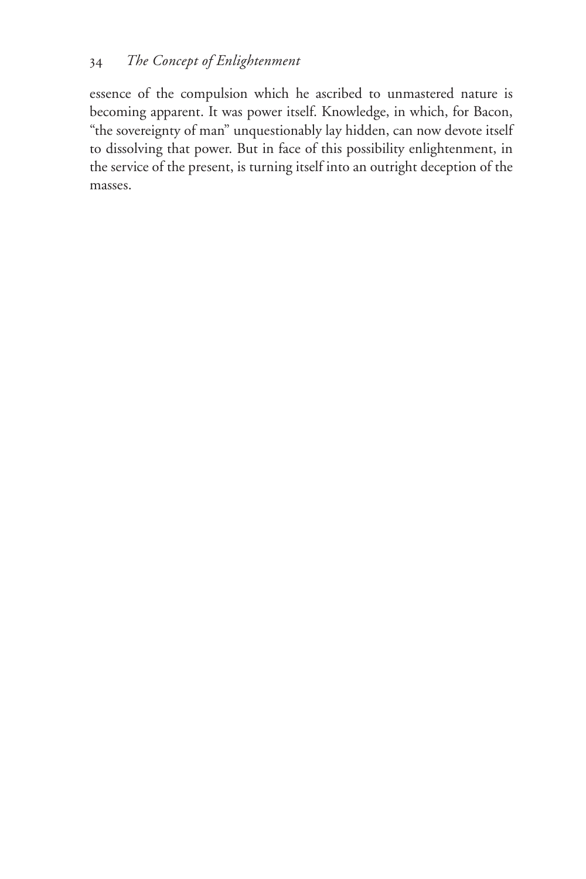essence of the compulsion which he ascribed to unmastered nature is becoming apparent. It was power itself. Knowledge, in which, for Bacon, "the sovereignty of man" unquestionably lay hidden, can now devote itself to dissolving that power. But in face of this possibility enlightenment, in the service of the present, is turning itself into an outright deception of the masses.